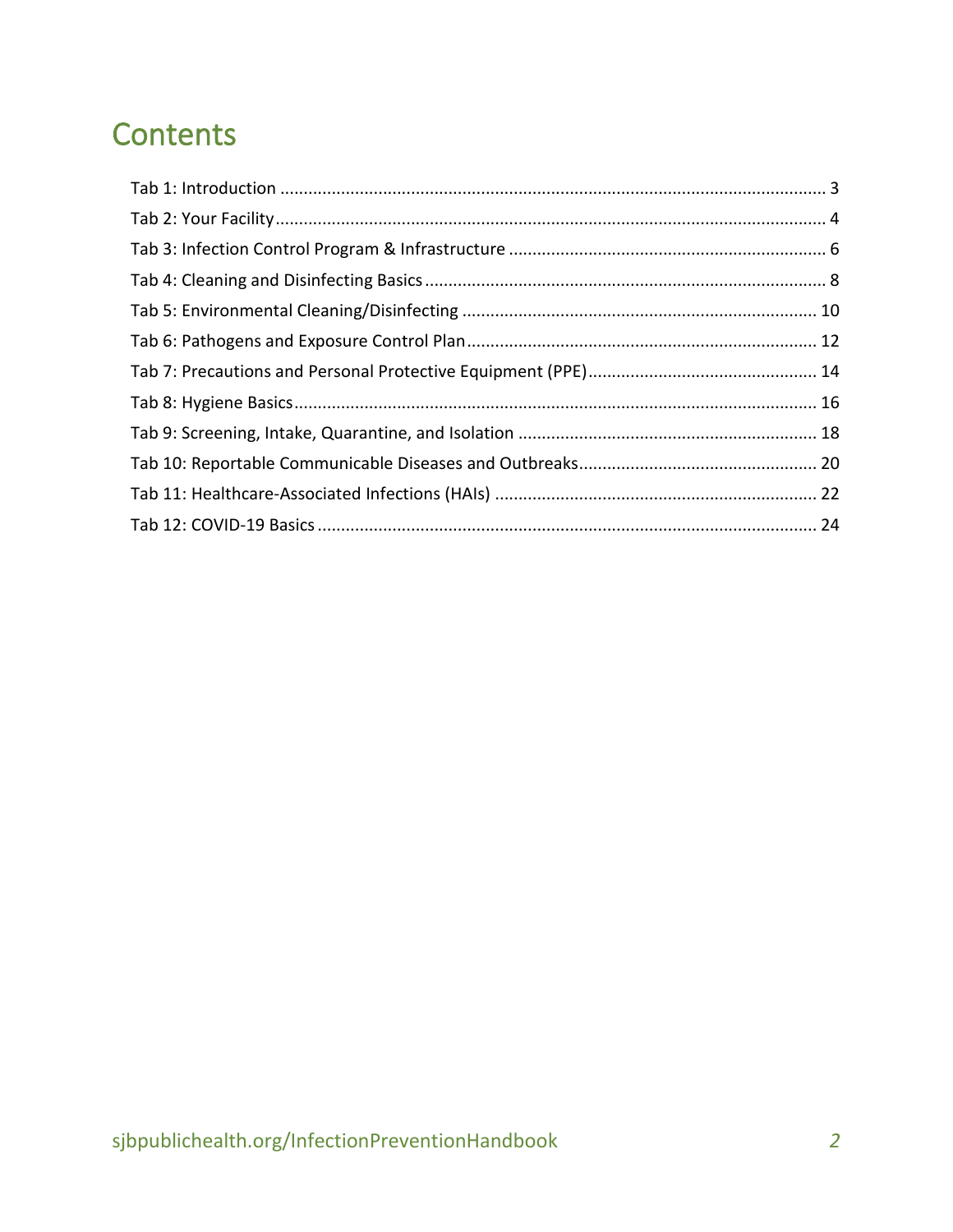# Contents

Tab 1: Introduction ........ 3
Tab 2: Your Facility ........ 4
Tab 3: Infection Control Program & Infrastructure ........ 6
Tab 4: Cleaning and Disinfecting Basics ........ 8
Tab 5: Environmental Cleaning/Disinfecting ........ 10
Tab 6: Pathogens and Exposure Control Plan ........ 12
Tab 7: Precautions and Personal Protective Equipment (PPE) ........ 14
Tab 8: Hygiene Basics ........ 16
Tab 9: Screening, Intake, Quarantine, and Isolation ........ 18
Tab 10: Reportable Communicable Diseases and Outbreaks ........ 20
Tab 11: Healthcare-Associated Infections (HAIs) ........ 22
Tab 12: COVID-19 Basics ........ 24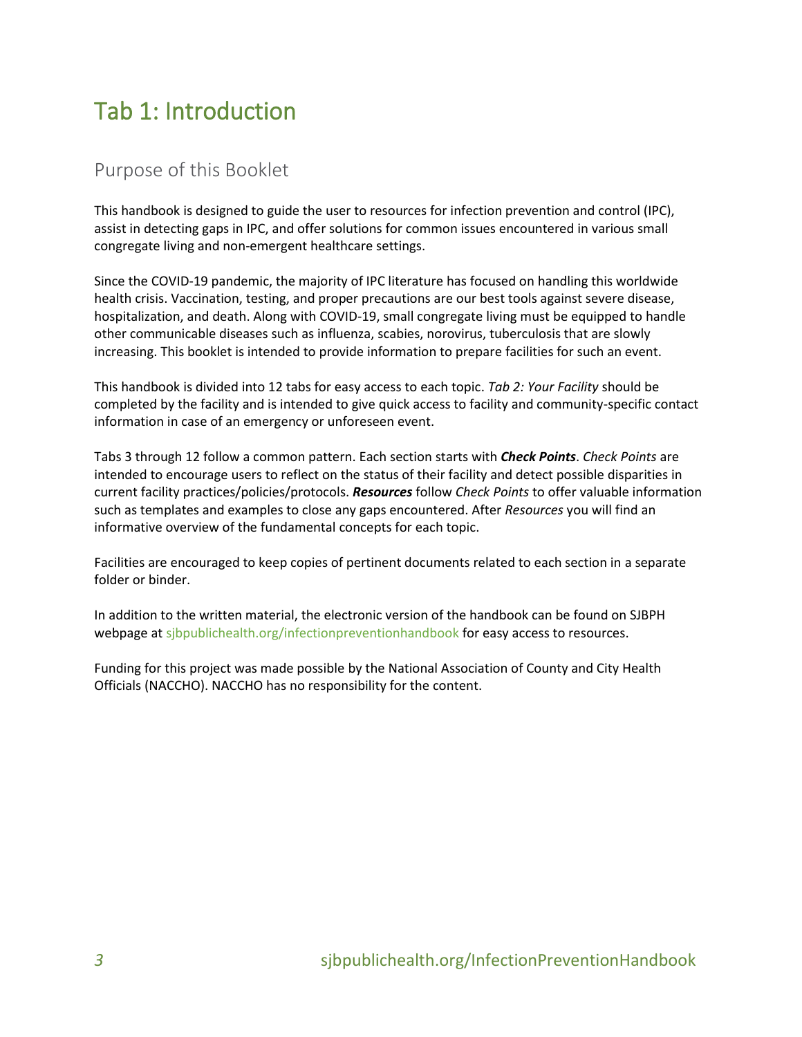# Tab 1: Introduction

## Purpose of this Booklet

This handbook is designed to guide the user to resources for infection prevention and control (IPC), assist in detecting gaps in IPC, and offer solutions for common issues encountered in various small congregate living and non-emergent healthcare settings.

Since the COVID-19 pandemic, the majority of IPC literature has focused on handling this worldwide health crisis. Vaccination, testing, and proper precautions are our best tools against severe disease, hospitalization, and death. Along with COVID-19, small congregate living must be equipped to handle other communicable diseases such as influenza, scabies, norovirus, tuberculosis that are slowly increasing. This booklet is intended to provide information to prepare facilities for such an event.

This handbook is divided into 12 tabs for easy access to each topic. *Tab 2: Your Facility* should be completed by the facility and is intended to give quick access to facility and community-specific contact information in case of an emergency or unforeseen event.

Tabs 3 through 12 follow a common pattern. Each section starts with ***Check Points***. *Check Points* are intended to encourage users to reflect on the status of their facility and detect possible disparities in current facility practices/policies/protocols. ***Resources*** follow *Check Points* to offer valuable information such as templates and examples to close any gaps encountered. After *Resources* you will find an informative overview of the fundamental concepts for each topic.

Facilities are encouraged to keep copies of pertinent documents related to each section in a separate folder or binder.

In addition to the written material, the electronic version of the handbook can be found on SJBPH webpage at sjbpublichealth.org/infectionpreventionhandbook for easy access to resources.

Funding for this project was made possible by the National Association of County and City Health Officials (NACCHO). NACCHO has no responsibility for the content.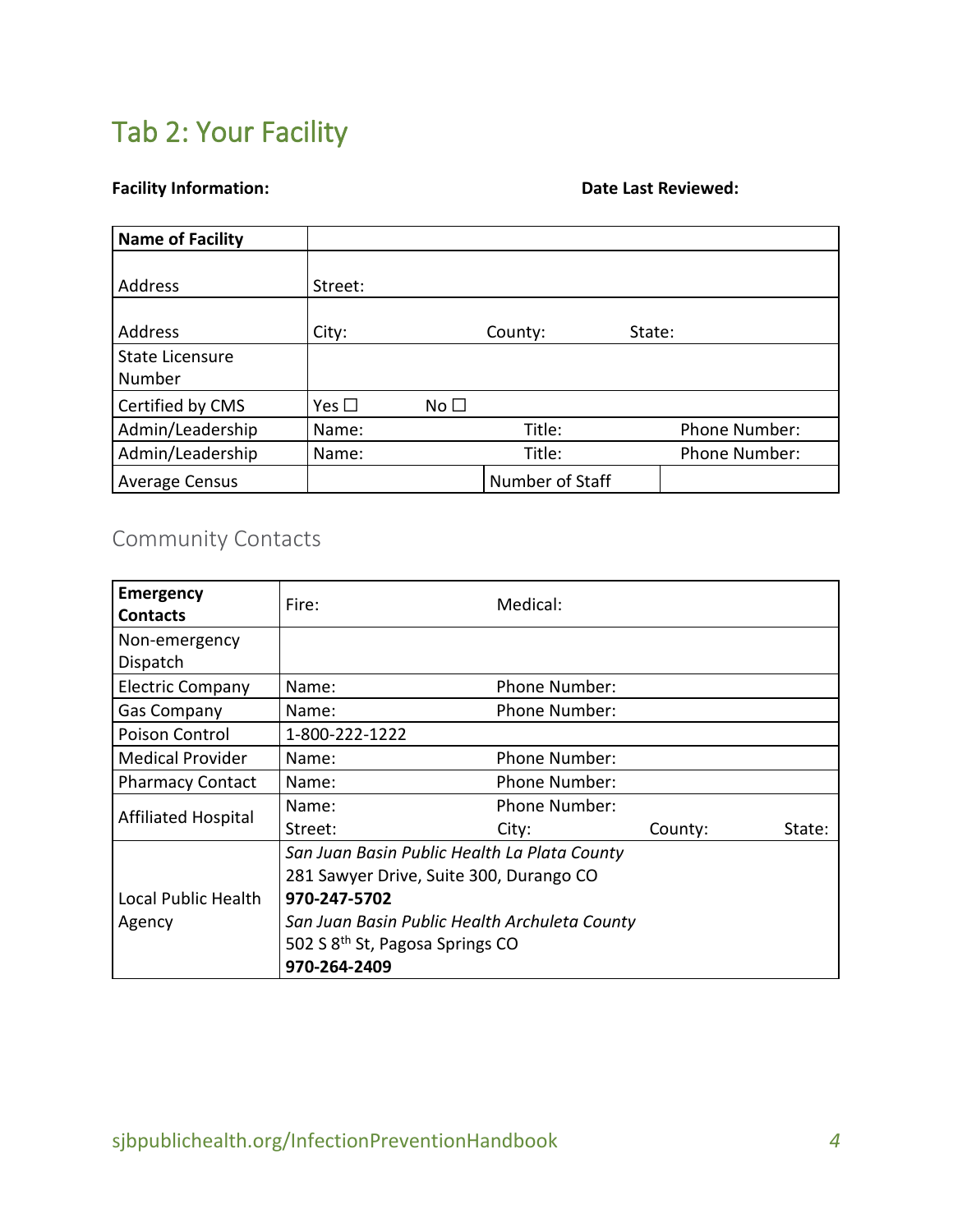# Tab 2: Your Facility

**Facility Information:** **Date Last Reviewed:**

| **Name of Facility** | | | |
|---|---|---|---|
| Address | Street: | | |
| Address | City: | County: | State: |
| State Licensure Number | | | |
| Certified by CMS | Yes ☐ | No ☐ | |
| Admin/Leadership | Name: | Title: | Phone Number: |
| Admin/Leadership | Name: | Title: | Phone Number: |
| Average Census | | Number of Staff | |

## Community Contacts

| **Emergency Contacts** | Fire: | Medical: | | |
|---|---|---|---|---|
| Non-emergency Dispatch | | | | |
| Electric Company | Name: | Phone Number: | | |
| Gas Company | Name: | Phone Number: | | |
| Poison Control | 1-800-222-1222 | | | |
| Medical Provider | Name: | Phone Number: | | |
| Pharmacy Contact | Name: | Phone Number: | | |
| Affiliated Hospital | Name:<br>Street: | Phone Number:<br>City: | <br>County: | <br>State: |
| Local Public Health Agency | *San Juan Basin Public Health La Plata County*<br>281 Sawyer Drive, Suite 300, Durango CO<br>**970-247-5702**<br>*San Juan Basin Public Health Archuleta County*<br>502 S 8th St, Pagosa Springs CO<br>**970-264-2409** | | | |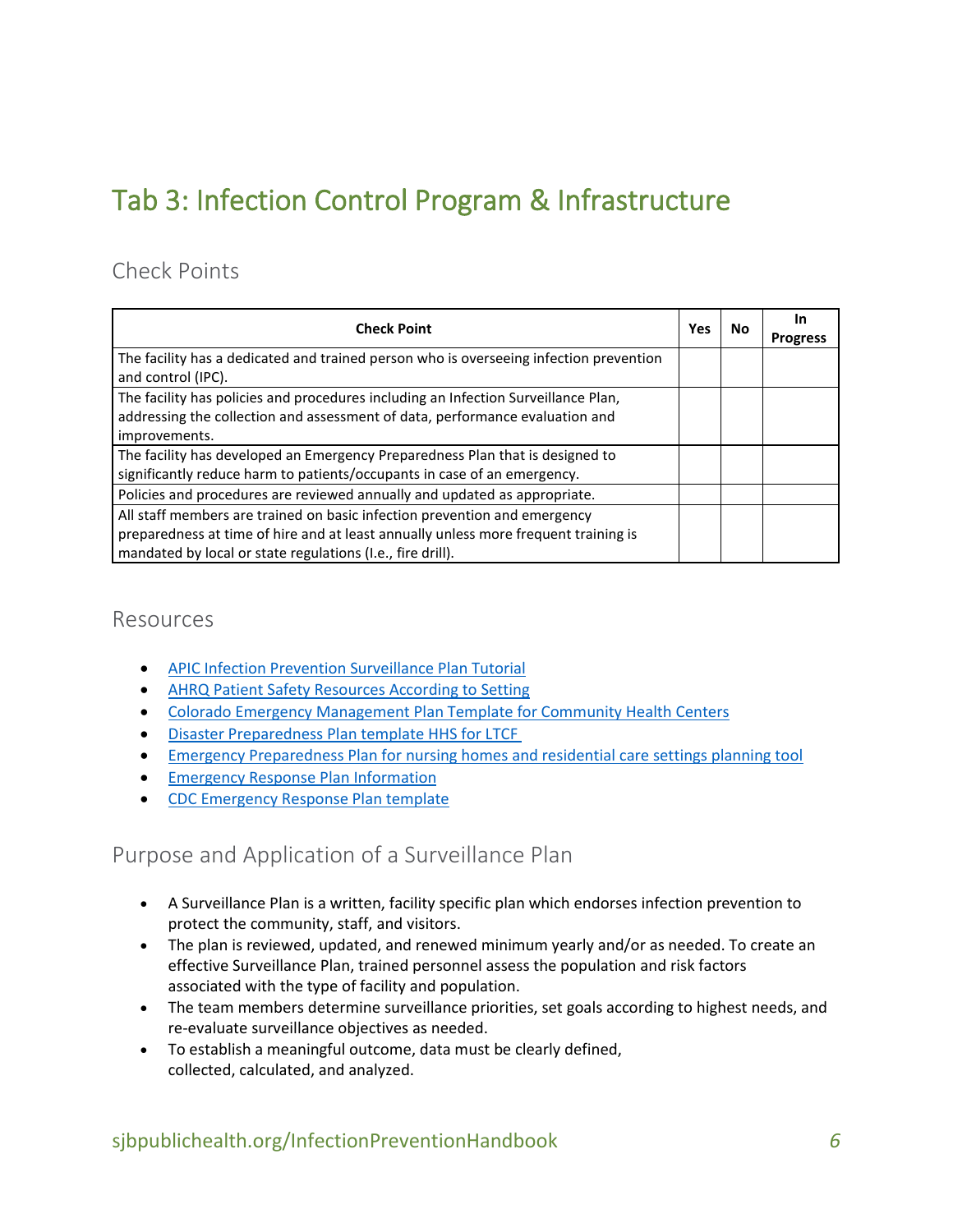# Tab 3: Infection Control Program & Infrastructure

## Check Points

| Check Point | Yes | No | In Progress |
|---|---|---|---|
| The facility has a dedicated and trained person who is overseeing infection prevention and control (IPC). | | | |
| The facility has policies and procedures including an Infection Surveillance Plan, addressing the collection and assessment of data, performance evaluation and improvements. | | | |
| The facility has developed an Emergency Preparedness Plan that is designed to significantly reduce harm to patients/occupants in case of an emergency. | | | |
| Policies and procedures are reviewed annually and updated as appropriate. | | | |
| All staff members are trained on basic infection prevention and emergency preparedness at time of hire and at least annually unless more frequent training is mandated by local or state regulations (I.e., fire drill). | | | |

## Resources

- APIC Infection Prevention Surveillance Plan Tutorial
- AHRQ Patient Safety Resources According to Setting
- Colorado Emergency Management Plan Template for Community Health Centers
- Disaster Preparedness Plan template HHS for LTCF
- Emergency Preparedness Plan for nursing homes and residential care settings planning tool
- Emergency Response Plan Information
- CDC Emergency Response Plan template

## Purpose and Application of a Surveillance Plan

- A Surveillance Plan is a written, facility specific plan which endorses infection prevention to protect the community, staff, and visitors.
- The plan is reviewed, updated, and renewed minimum yearly and/or as needed. To create an effective Surveillance Plan, trained personnel assess the population and risk factors associated with the type of facility and population.
- The team members determine surveillance priorities, set goals according to highest needs, and re-evaluate surveillance objectives as needed.
- To establish a meaningful outcome, data must be clearly defined, collected, calculated, and analyzed.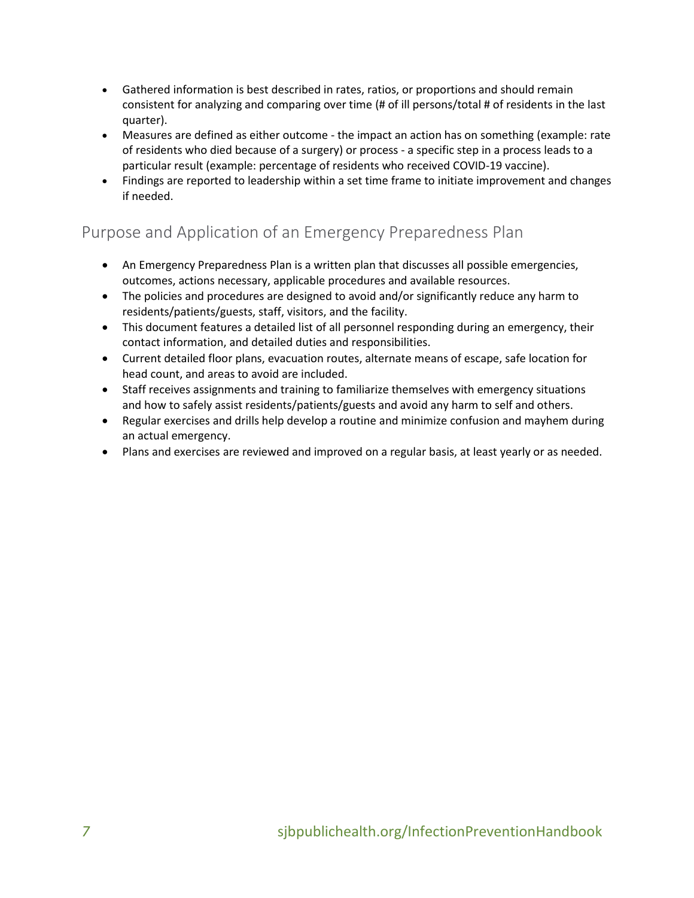- Gathered information is best described in rates, ratios, or proportions and should remain consistent for analyzing and comparing over time (# of ill persons/total # of residents in the last quarter).
- Measures are defined as either outcome - the impact an action has on something (example: rate of residents who died because of a surgery) or process - a specific step in a process leads to a particular result (example: percentage of residents who received COVID-19 vaccine).
- Findings are reported to leadership within a set time frame to initiate improvement and changes if needed.

## Purpose and Application of an Emergency Preparedness Plan

- An Emergency Preparedness Plan is a written plan that discusses all possible emergencies, outcomes, actions necessary, applicable procedures and available resources.
- The policies and procedures are designed to avoid and/or significantly reduce any harm to residents/patients/guests, staff, visitors, and the facility.
- This document features a detailed list of all personnel responding during an emergency, their contact information, and detailed duties and responsibilities.
- Current detailed floor plans, evacuation routes, alternate means of escape, safe location for head count, and areas to avoid are included.
- Staff receives assignments and training to familiarize themselves with emergency situations and how to safely assist residents/patients/guests and avoid any harm to self and others.
- Regular exercises and drills help develop a routine and minimize confusion and mayhem during an actual emergency.
- Plans and exercises are reviewed and improved on a regular basis, at least yearly or as needed.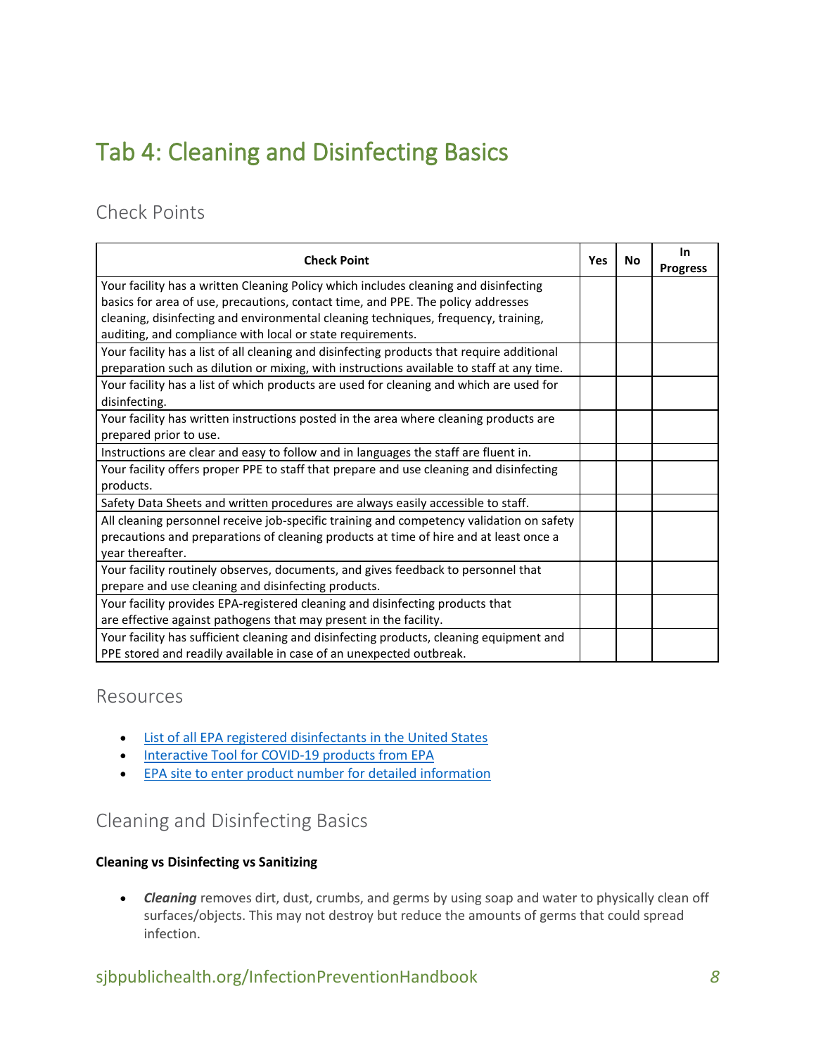# Tab 4: Cleaning and Disinfecting Basics

## Check Points

| Check Point | Yes | No | In Progress |
|---|---|---|---|
| Your facility has a written Cleaning Policy which includes cleaning and disinfecting basics for area of use, precautions, contact time, and PPE. The policy addresses cleaning, disinfecting and environmental cleaning techniques, frequency, training, auditing, and compliance with local or state requirements. | | | |
| Your facility has a list of all cleaning and disinfecting products that require additional preparation such as dilution or mixing, with instructions available to staff at any time. | | | |
| Your facility has a list of which products are used for cleaning and which are used for disinfecting. | | | |
| Your facility has written instructions posted in the area where cleaning products are prepared prior to use. | | | |
| Instructions are clear and easy to follow and in languages the staff are fluent in. | | | |
| Your facility offers proper PPE to staff that prepare and use cleaning and disinfecting products. | | | |
| Safety Data Sheets and written procedures are always easily accessible to staff. | | | |
| All cleaning personnel receive job-specific training and competency validation on safety precautions and preparations of cleaning products at time of hire and at least once a year thereafter. | | | |
| Your facility routinely observes, documents, and gives feedback to personnel that prepare and use cleaning and disinfecting products. | | | |
| Your facility provides EPA-registered cleaning and disinfecting products that are effective against pathogens that may present in the facility. | | | |
| Your facility has sufficient cleaning and disinfecting products, cleaning equipment and PPE stored and readily available in case of an unexpected outbreak. | | | |

## Resources

- List of all EPA registered disinfectants in the United States
- Interactive Tool for COVID-19 products from EPA
- EPA site to enter product number for detailed information

## Cleaning and Disinfecting Basics

**Cleaning vs Disinfecting vs Sanitizing**

- ***Cleaning*** removes dirt, dust, crumbs, and germs by using soap and water to physically clean off surfaces/objects. This may not destroy but reduce the amounts of germs that could spread infection.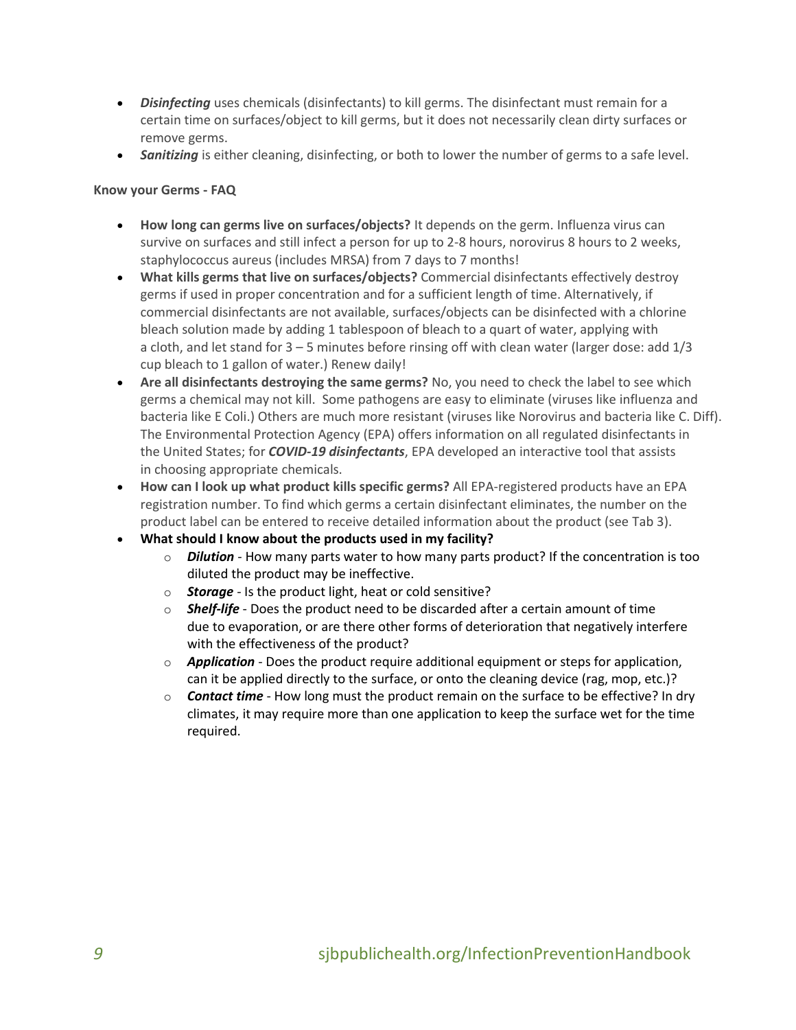- ***Disinfecting*** uses chemicals (disinfectants) to kill germs. The disinfectant must remain for a certain time on surfaces/object to kill germs, but it does not necessarily clean dirty surfaces or remove germs.
- ***Sanitizing*** is either cleaning, disinfecting, or both to lower the number of germs to a safe level.

**Know your Germs - FAQ**

- **How long can germs live on surfaces/objects?** It depends on the germ. Influenza virus can survive on surfaces and still infect a person for up to 2-8 hours, norovirus 8 hours to 2 weeks, staphylococcus aureus (includes MRSA) from 7 days to 7 months!
- **What kills germs that live on surfaces/objects?** Commercial disinfectants effectively destroy germs if used in proper concentration and for a sufficient length of time. Alternatively, if commercial disinfectants are not available, surfaces/objects can be disinfected with a chlorine bleach solution made by adding 1 tablespoon of bleach to a quart of water, applying with a cloth, and let stand for 3 – 5 minutes before rinsing off with clean water (larger dose: add 1/3 cup bleach to 1 gallon of water.) Renew daily!
- **Are all disinfectants destroying the same germs?** No, you need to check the label to see which germs a chemical may not kill. Some pathogens are easy to eliminate (viruses like influenza and bacteria like E Coli.) Others are much more resistant (viruses like Norovirus and bacteria like C. Diff). The Environmental Protection Agency (EPA) offers information on all regulated disinfectants in the United States; for ***COVID-19 disinfectants***, EPA developed an interactive tool that assists in choosing appropriate chemicals.
- **How can I look up what product kills specific germs?** All EPA-registered products have an EPA registration number. To find which germs a certain disinfectant eliminates, the number on the product label can be entered to receive detailed information about the product (see Tab 3).
- **What should I know about the products used in my facility?**
  - ***Dilution*** - How many parts water to how many parts product? If the concentration is too diluted the product may be ineffective.
  - ***Storage*** - Is the product light, heat or cold sensitive?
  - ***Shelf-life*** - Does the product need to be discarded after a certain amount of time due to evaporation, or are there other forms of deterioration that negatively interfere with the effectiveness of the product?
  - ***Application*** - Does the product require additional equipment or steps for application, can it be applied directly to the surface, or onto the cleaning device (rag, mop, etc.)?
  - ***Contact time*** - How long must the product remain on the surface to be effective? In dry climates, it may require more than one application to keep the surface wet for the time required.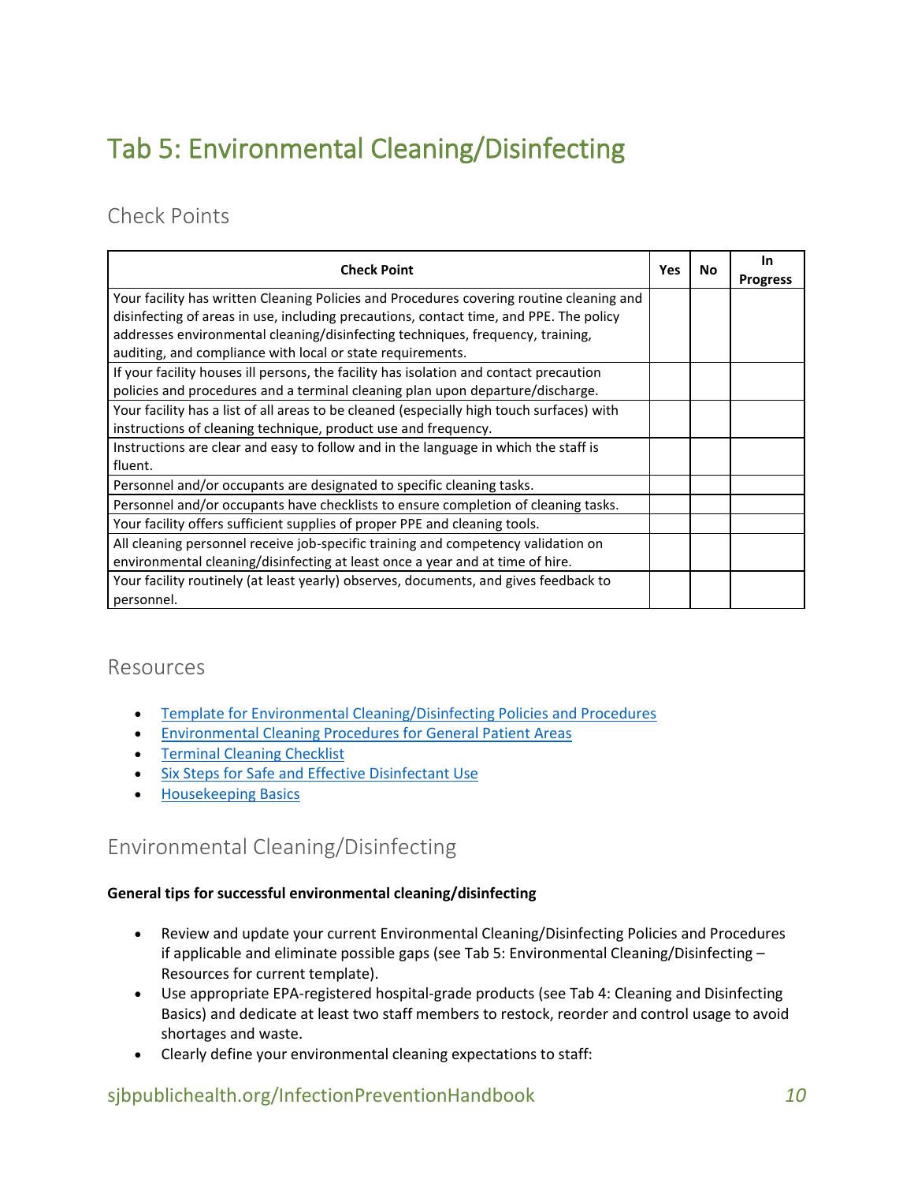# Tab 5: Environmental Cleaning/Disinfecting

## Check Points

| Check Point | Yes | No | In Progress |
|---|---|---|---|
| Your facility has written Cleaning Policies and Procedures covering routine cleaning and disinfecting of areas in use, including precautions, contact time, and PPE. The policy addresses environmental cleaning/disinfecting techniques, frequency, training, auditing, and compliance with local or state requirements. | | | |
| If your facility houses ill persons, the facility has isolation and contact precaution policies and procedures and a terminal cleaning plan upon departure/discharge. | | | |
| Your facility has a list of all areas to be cleaned (especially high touch surfaces) with instructions of cleaning technique, product use and frequency. | | | |
| Instructions are clear and easy to follow and in the language in which the staff is fluent. | | | |
| Personnel and/or occupants are designated to specific cleaning tasks. | | | |
| Personnel and/or occupants have checklists to ensure completion of cleaning tasks. | | | |
| Your facility offers sufficient supplies of proper PPE and cleaning tools. | | | |
| All cleaning personnel receive job-specific training and competency validation on environmental cleaning/disinfecting at least once a year and at time of hire. | | | |
| Your facility routinely (at least yearly) observes, documents, and gives feedback to personnel. | | | |

## Resources

- Template for Environmental Cleaning/Disinfecting Policies and Procedures
- Environmental Cleaning Procedures for General Patient Areas
- Terminal Cleaning Checklist
- Six Steps for Safe and Effective Disinfectant Use
- Housekeeping Basics

## Environmental Cleaning/Disinfecting

**General tips for successful environmental cleaning/disinfecting**

- Review and update your current Environmental Cleaning/Disinfecting Policies and Procedures if applicable and eliminate possible gaps (see Tab 5: Environmental Cleaning/Disinfecting – Resources for current template).
- Use appropriate EPA-registered hospital-grade products (see Tab 4: Cleaning and Disinfecting Basics) and dedicate at least two staff members to restock, reorder and control usage to avoid shortages and waste.
- Clearly define your environmental cleaning expectations to staff: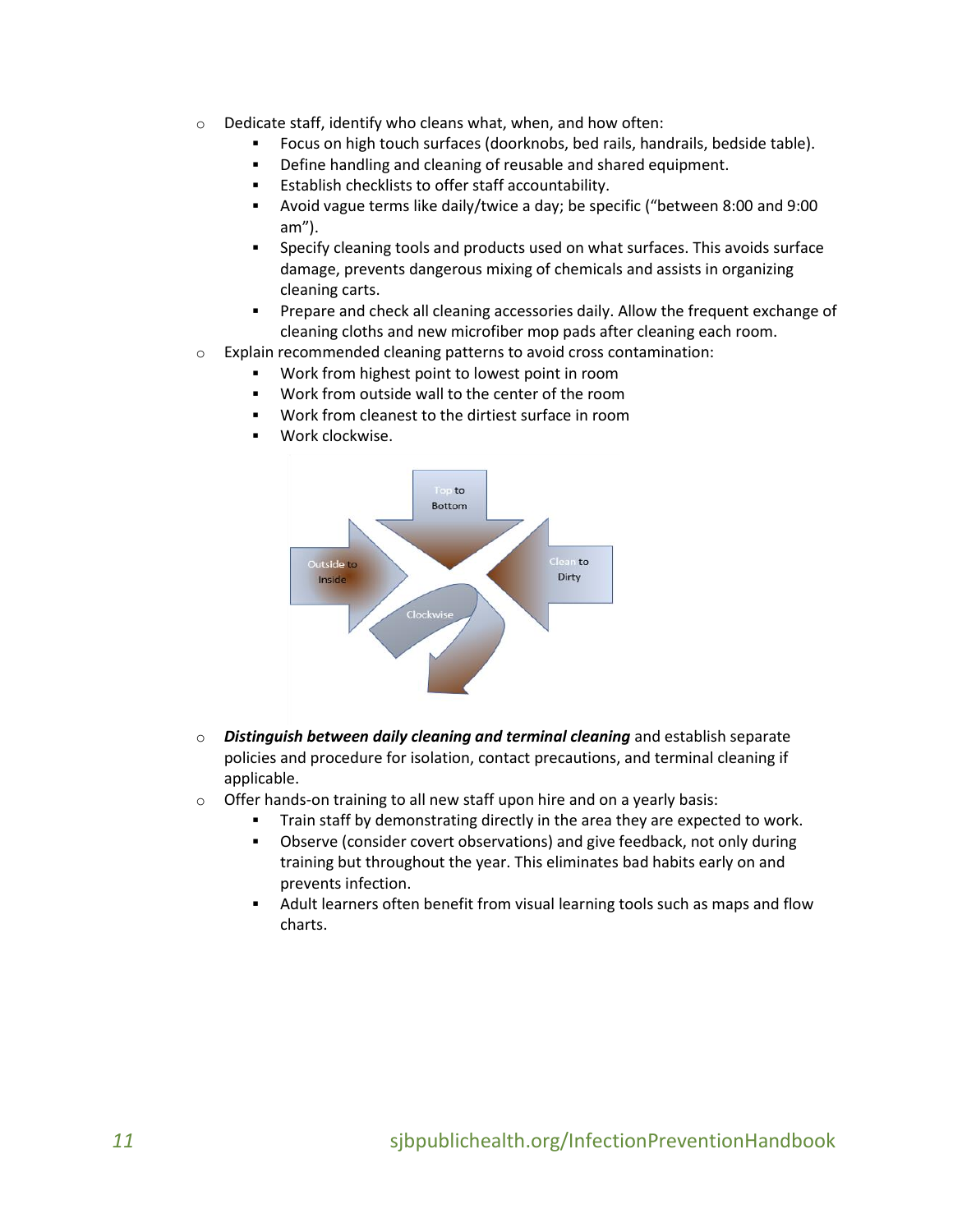- Dedicate staff, identify who cleans what, when, and how often:
  - Focus on high touch surfaces (doorknobs, bed rails, handrails, bedside table).
  - Define handling and cleaning of reusable and shared equipment.
  - Establish checklists to offer staff accountability.
  - Avoid vague terms like daily/twice a day; be specific ("between 8:00 and 9:00 am").
  - Specify cleaning tools and products used on what surfaces. This avoids surface damage, prevents dangerous mixing of chemicals and assists in organizing cleaning carts.
  - Prepare and check all cleaning accessories daily. Allow the frequent exchange of cleaning cloths and new microfiber mop pads after cleaning each room.
- Explain recommended cleaning patterns to avoid cross contamination:
  - Work from highest point to lowest point in room
  - Work from outside wall to the center of the room
  - Work from cleanest to the dirtiest surface in room
  - Work clockwise.

- ***Distinguish between daily cleaning and terminal cleaning*** and establish separate policies and procedure for isolation, contact precautions, and terminal cleaning if applicable.
- Offer hands-on training to all new staff upon hire and on a yearly basis:
  - Train staff by demonstrating directly in the area they are expected to work.
  - Observe (consider covert observations) and give feedback, not only during training but throughout the year. This eliminates bad habits early on and prevents infection.
  - Adult learners often benefit from visual learning tools such as maps and flow charts.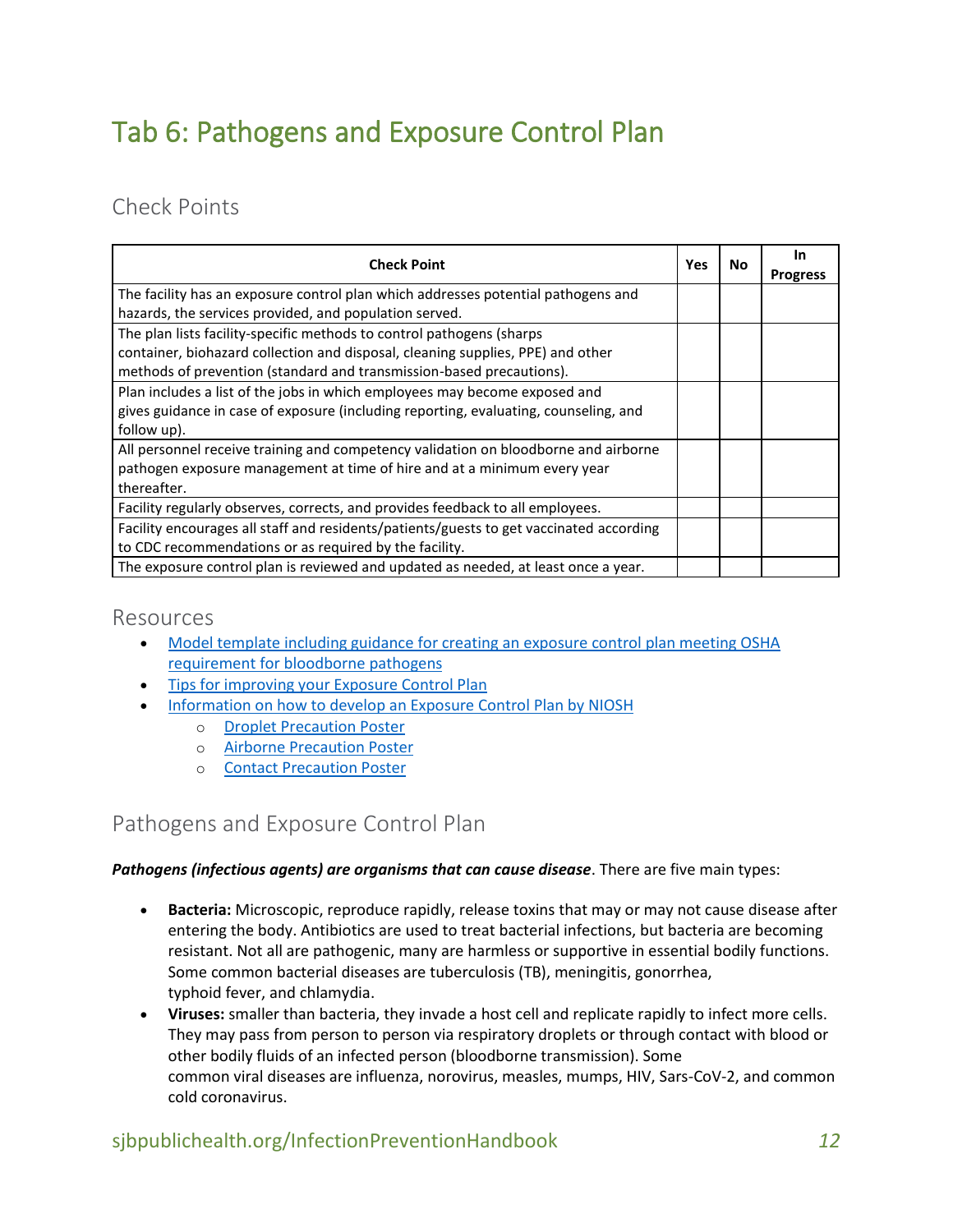# Tab 6: Pathogens and Exposure Control Plan

## Check Points

| Check Point | Yes | No | In Progress |
|---|---|---|---|
| The facility has an exposure control plan which addresses potential pathogens and hazards, the services provided, and population served. | | | |
| The plan lists facility-specific methods to control pathogens (sharps container, biohazard collection and disposal, cleaning supplies, PPE) and other methods of prevention (standard and transmission-based precautions). | | | |
| Plan includes a list of the jobs in which employees may become exposed and gives guidance in case of exposure (including reporting, evaluating, counseling, and follow up). | | | |
| All personnel receive training and competency validation on bloodborne and airborne pathogen exposure management at time of hire and at a minimum every year thereafter. | | | |
| Facility regularly observes, corrects, and provides feedback to all employees. | | | |
| Facility encourages all staff and residents/patients/guests to get vaccinated according to CDC recommendations or as required by the facility. | | | |
| The exposure control plan is reviewed and updated as needed, at least once a year. | | | |

## Resources

- Model template including guidance for creating an exposure control plan meeting OSHA requirement for bloodborne pathogens
- Tips for improving your Exposure Control Plan
- Information on how to develop an Exposure Control Plan by NIOSH
  - Droplet Precaution Poster
  - Airborne Precaution Poster
  - Contact Precaution Poster

## Pathogens and Exposure Control Plan

***Pathogens (infectious agents) are organisms that can cause disease***. There are five main types:

- **Bacteria:** Microscopic, reproduce rapidly, release toxins that may or may not cause disease after entering the body. Antibiotics are used to treat bacterial infections, but bacteria are becoming resistant. Not all are pathogenic, many are harmless or supportive in essential bodily functions. Some common bacterial diseases are tuberculosis (TB), meningitis, gonorrhea, typhoid fever, and chlamydia.
- **Viruses:** smaller than bacteria, they invade a host cell and replicate rapidly to infect more cells. They may pass from person to person via respiratory droplets or through contact with blood or other bodily fluids of an infected person (bloodborne transmission). Some common viral diseases are influenza, norovirus, measles, mumps, HIV, Sars-CoV-2, and common cold coronavirus.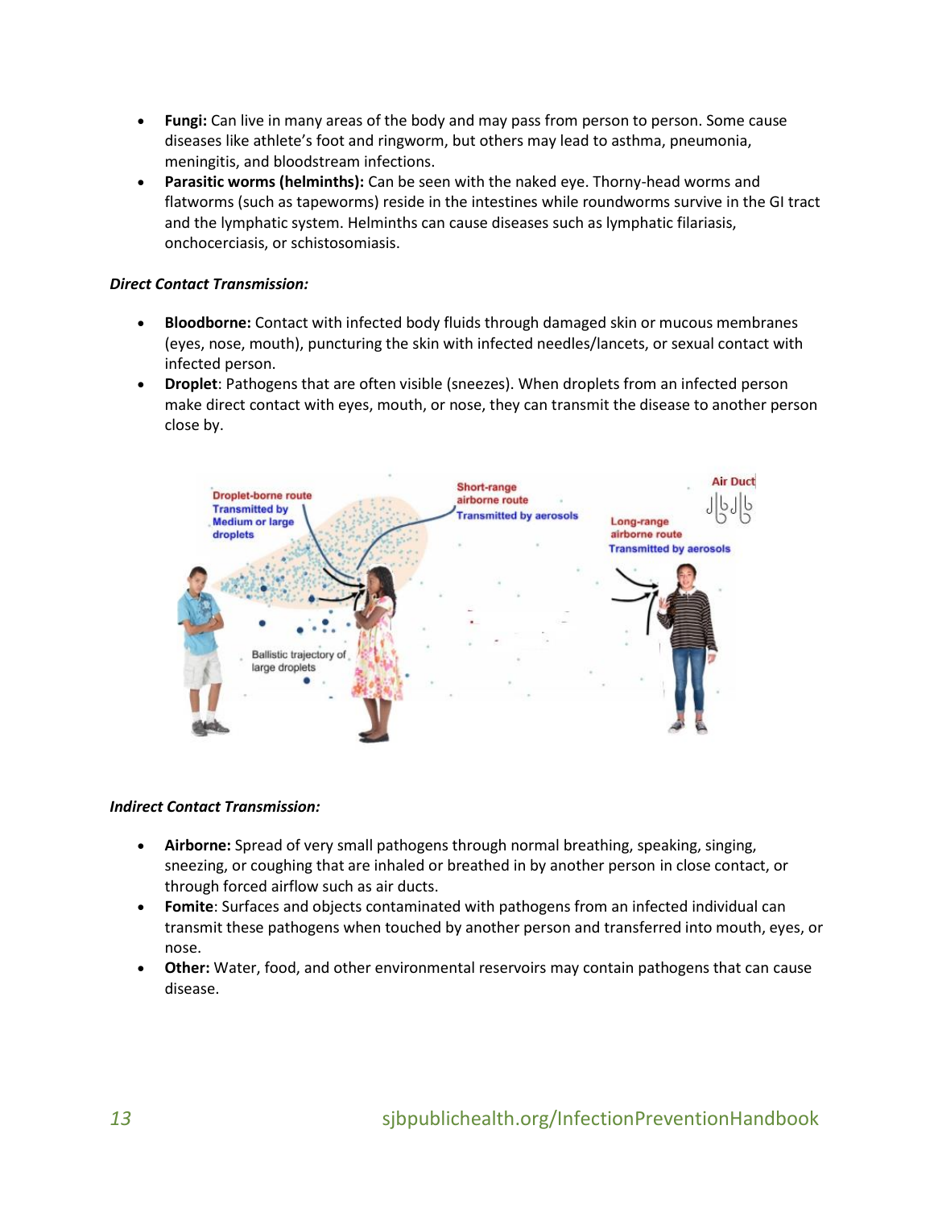- **Fungi:** Can live in many areas of the body and may pass from person to person. Some cause diseases like athlete's foot and ringworm, but others may lead to asthma, pneumonia, meningitis, and bloodstream infections.
- **Parasitic worms (helminths):** Can be seen with the naked eye. Thorny-head worms and flatworms (such as tapeworms) reside in the intestines while roundworms survive in the GI tract and the lymphatic system. Helminths can cause diseases such as lymphatic filariasis, onchocerciasis, or schistosomiasis.

***Direct Contact Transmission:***

- **Bloodborne:** Contact with infected body fluids through damaged skin or mucous membranes (eyes, nose, mouth), puncturing the skin with infected needles/lancets, or sexual contact with infected person.
- **Droplet**: Pathogens that are often visible (sneezes). When droplets from an infected person make direct contact with eyes, mouth, or nose, they can transmit the disease to another person close by.

***Indirect Contact Transmission:***

- **Airborne:** Spread of very small pathogens through normal breathing, speaking, singing, sneezing, or coughing that are inhaled or breathed in by another person in close contact, or through forced airflow such as air ducts.
- **Fomite**: Surfaces and objects contaminated with pathogens from an infected individual can transmit these pathogens when touched by another person and transferred into mouth, eyes, or nose.
- **Other:** Water, food, and other environmental reservoirs may contain pathogens that can cause disease.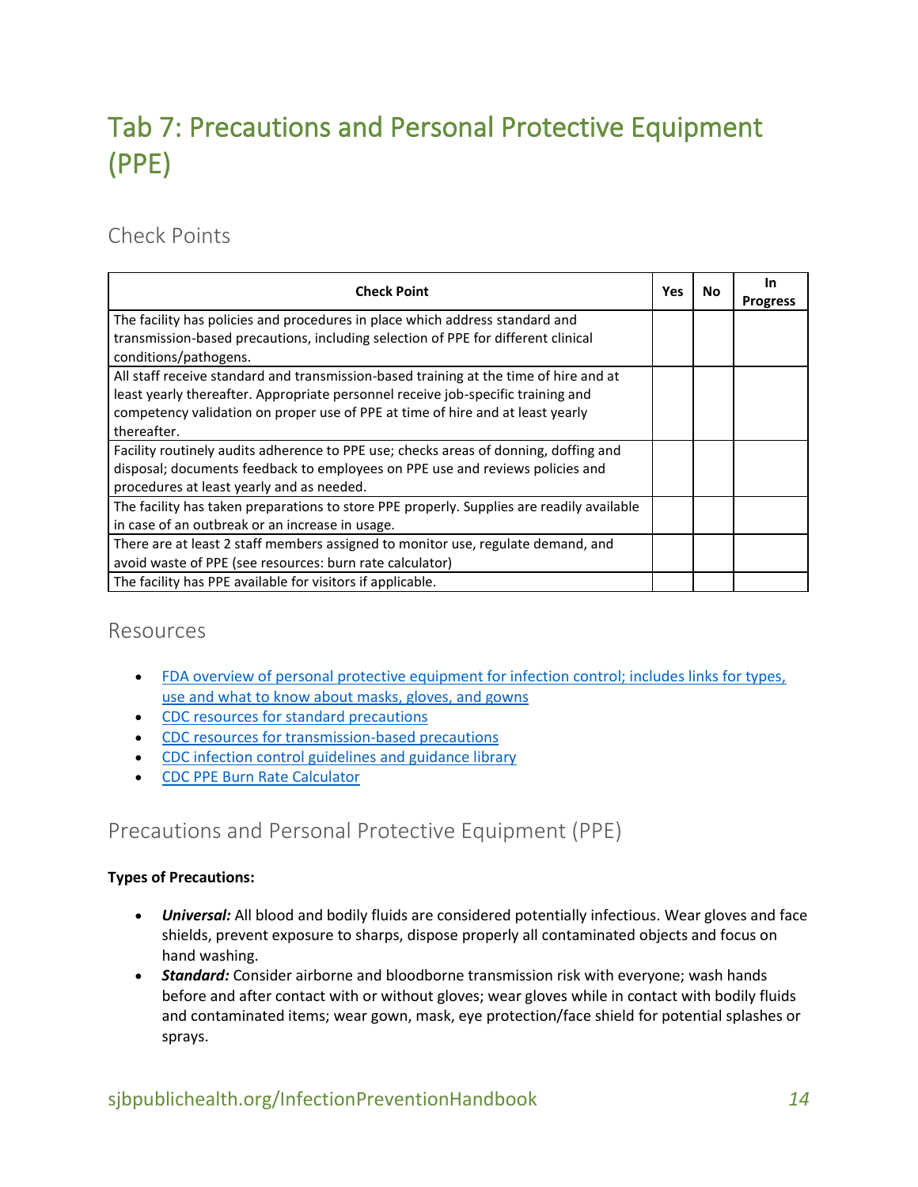# Tab 7: Precautions and Personal Protective Equipment (PPE)

## Check Points

| Check Point | Yes | No | In Progress |
|---|---|---|---|
| The facility has policies and procedures in place which address standard and transmission-based precautions, including selection of PPE for different clinical conditions/pathogens. | | | |
| All staff receive standard and transmission-based training at the time of hire and at least yearly thereafter. Appropriate personnel receive job-specific training and competency validation on proper use of PPE at time of hire and at least yearly thereafter. | | | |
| Facility routinely audits adherence to PPE use; checks areas of donning, doffing and disposal; documents feedback to employees on PPE use and reviews policies and procedures at least yearly and as needed. | | | |
| The facility has taken preparations to store PPE properly. Supplies are readily available in case of an outbreak or an increase in usage. | | | |
| There are at least 2 staff members assigned to monitor use, regulate demand, and avoid waste of PPE (see resources: burn rate calculator) | | | |
| The facility has PPE available for visitors if applicable. | | | |

## Resources

- FDA overview of personal protective equipment for infection control; includes links for types, use and what to know about masks, gloves, and gowns
- CDC resources for standard precautions
- CDC resources for transmission-based precautions
- CDC infection control guidelines and guidance library
- CDC PPE Burn Rate Calculator

## Precautions and Personal Protective Equipment (PPE)

**Types of Precautions:**

- ***Universal:*** All blood and bodily fluids are considered potentially infectious. Wear gloves and face shields, prevent exposure to sharps, dispose properly all contaminated objects and focus on hand washing.
- ***Standard:*** Consider airborne and bloodborne transmission risk with everyone; wash hands before and after contact with or without gloves; wear gloves while in contact with bodily fluids and contaminated items; wear gown, mask, eye protection/face shield for potential splashes or sprays.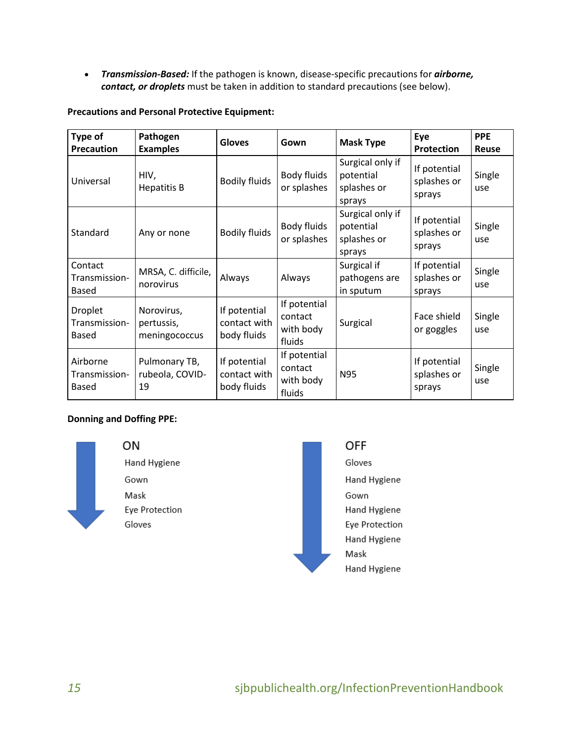- ***Transmission-Based:*** If the pathogen is known, disease-specific precautions for ***airborne, contact, or droplets*** must be taken in addition to standard precautions (see below).

**Precautions and Personal Protective Equipment:**

| Type of Precaution | Pathogen Examples | Gloves | Gown | Mask Type | Eye Protection | PPE Reuse |
|---|---|---|---|---|---|---|
| Universal | HIV, Hepatitis B | Bodily fluids | Body fluids or splashes | Surgical only if potential splashes or sprays | If potential splashes or sprays | Single use |
| Standard | Any or none | Bodily fluids | Body fluids or splashes | Surgical only if potential splashes or sprays | If potential splashes or sprays | Single use |
| Contact Transmission-Based | MRSA, C. difficile, norovirus | Always | Always | Surgical if pathogens are in sputum | If potential splashes or sprays | Single use |
| Droplet Transmission-Based | Norovirus, pertussis, meningococcus | If potential contact with body fluids | If potential contact with body fluids | Surgical | Face shield or goggles | Single use |
| Airborne Transmission-Based | Pulmonary TB, rubeola, COVID-19 | If potential contact with body fluids | If potential contact with body fluids | N95 | If potential splashes or sprays | Single use |

**Donning and Doffing PPE:**

ON
- Hand Hygiene
- Gown
- Mask
- Eye Protection
- Gloves

OFF
- Gloves
- Hand Hygiene
- Gown
- Hand Hygiene
- Eye Protection
- Hand Hygiene
- Mask
- Hand Hygiene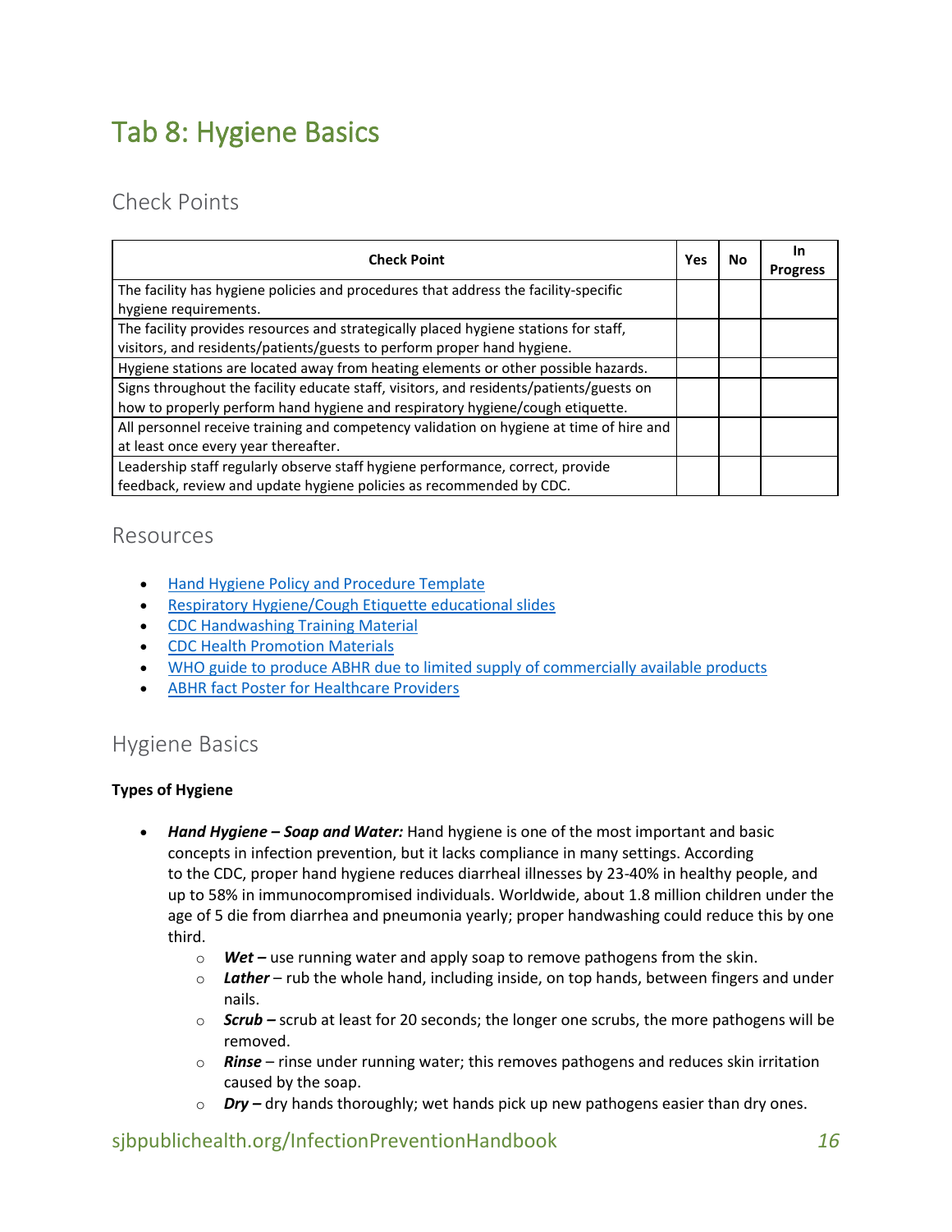# Tab 8: Hygiene Basics

## Check Points

| Check Point | Yes | No | In Progress |
|---|---|---|---|
| The facility has hygiene policies and procedures that address the facility-specific hygiene requirements. | | | |
| The facility provides resources and strategically placed hygiene stations for staff, visitors, and residents/patients/guests to perform proper hand hygiene. | | | |
| Hygiene stations are located away from heating elements or other possible hazards. | | | |
| Signs throughout the facility educate staff, visitors, and residents/patients/guests on how to properly perform hand hygiene and respiratory hygiene/cough etiquette. | | | |
| All personnel receive training and competency validation on hygiene at time of hire and at least once every year thereafter. | | | |
| Leadership staff regularly observe staff hygiene performance, correct, provide feedback, review and update hygiene policies as recommended by CDC. | | | |

## Resources

- Hand Hygiene Policy and Procedure Template
- Respiratory Hygiene/Cough Etiquette educational slides
- CDC Handwashing Training Material
- CDC Health Promotion Materials
- WHO guide to produce ABHR due to limited supply of commercially available products
- ABHR fact Poster for Healthcare Providers

## Hygiene Basics

**Types of Hygiene**

- ***Hand Hygiene – Soap and Water:*** Hand hygiene is one of the most important and basic concepts in infection prevention, but it lacks compliance in many settings. According to the CDC, proper hand hygiene reduces diarrheal illnesses by 23-40% in healthy people, and up to 58% in immunocompromised individuals. Worldwide, about 1.8 million children under the age of 5 die from diarrhea and pneumonia yearly; proper handwashing could reduce this by one third.
  - ***Wet –*** use running water and apply soap to remove pathogens from the skin.
  - ***Lather*** – rub the whole hand, including inside, on top hands, between fingers and under nails.
  - ***Scrub –*** scrub at least for 20 seconds; the longer one scrubs, the more pathogens will be removed.
  - ***Rinse*** – rinse under running water; this removes pathogens and reduces skin irritation caused by the soap.
  - ***Dry –*** dry hands thoroughly; wet hands pick up new pathogens easier than dry ones.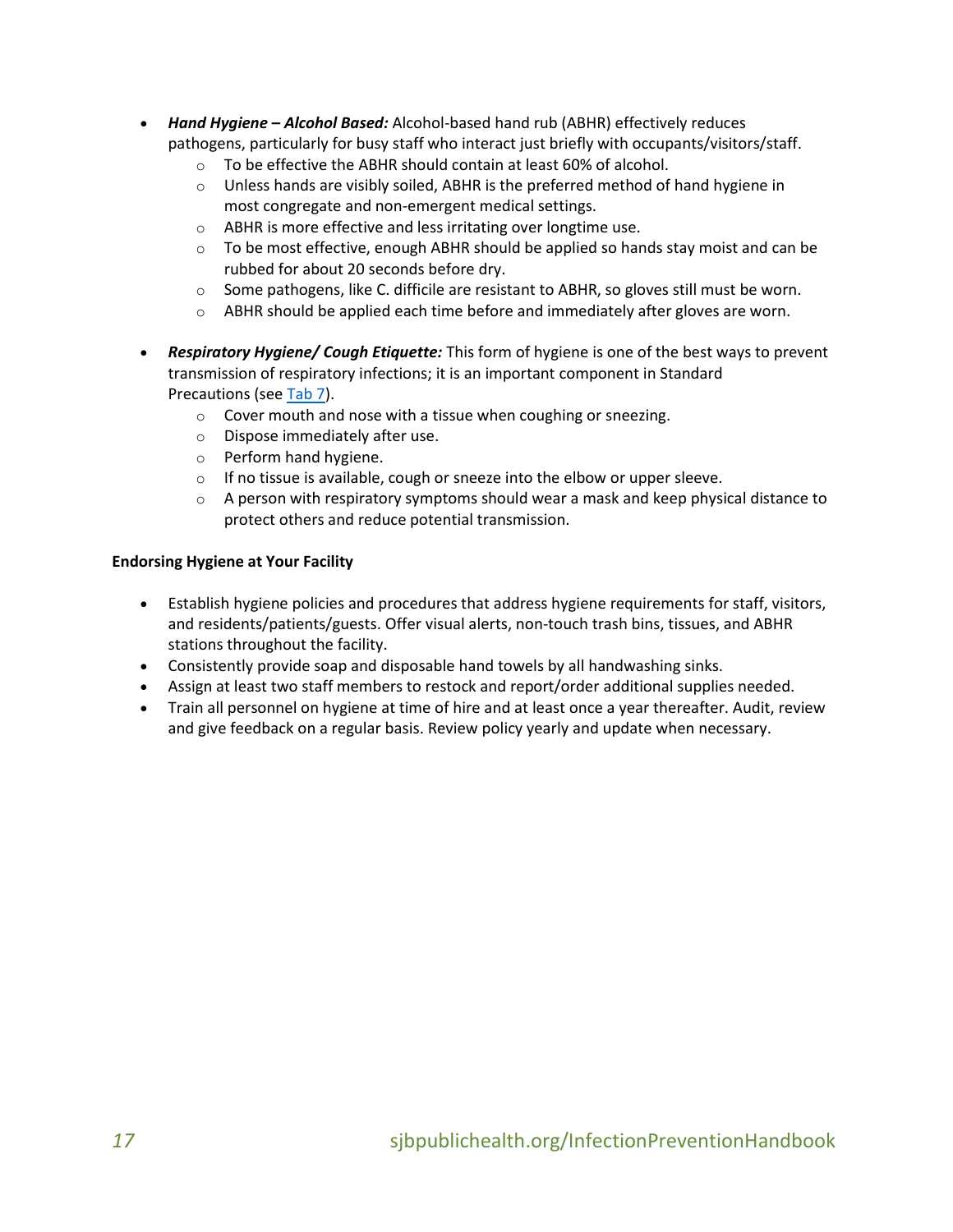- ***Hand Hygiene – Alcohol Based:*** Alcohol-based hand rub (ABHR) effectively reduces pathogens, particularly for busy staff who interact just briefly with occupants/visitors/staff.
    - To be effective the ABHR should contain at least 60% of alcohol.
    - Unless hands are visibly soiled, ABHR is the preferred method of hand hygiene in most congregate and non-emergent medical settings.
    - ABHR is more effective and less irritating over longtime use.
    - To be most effective, enough ABHR should be applied so hands stay moist and can be rubbed for about 20 seconds before dry.
    - Some pathogens, like C. difficile are resistant to ABHR, so gloves still must be worn.
    - ABHR should be applied each time before and immediately after gloves are worn.

- ***Respiratory Hygiene/ Cough Etiquette:*** This form of hygiene is one of the best ways to prevent transmission of respiratory infections; it is an important component in Standard Precautions (see Tab 7).
    - Cover mouth and nose with a tissue when coughing or sneezing.
    - Dispose immediately after use.
    - Perform hand hygiene.
    - If no tissue is available, cough or sneeze into the elbow or upper sleeve.
    - A person with respiratory symptoms should wear a mask and keep physical distance to protect others and reduce potential transmission.

**Endorsing Hygiene at Your Facility**

- Establish hygiene policies and procedures that address hygiene requirements for staff, visitors, and residents/patients/guests. Offer visual alerts, non-touch trash bins, tissues, and ABHR stations throughout the facility.
- Consistently provide soap and disposable hand towels by all handwashing sinks.
- Assign at least two staff members to restock and report/order additional supplies needed.
- Train all personnel on hygiene at time of hire and at least once a year thereafter. Audit, review and give feedback on a regular basis. Review policy yearly and update when necessary.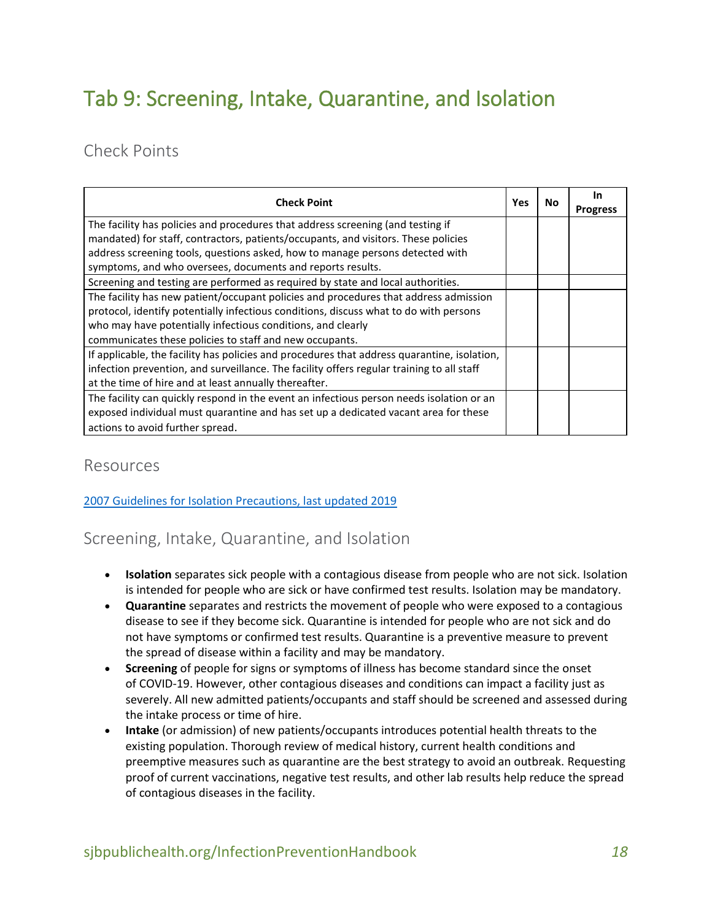# Tab 9: Screening, Intake, Quarantine, and Isolation

## Check Points

| Check Point | Yes | No | In Progress |
|---|---|---|---|
| The facility has policies and procedures that address screening (and testing if mandated) for staff, contractors, patients/occupants, and visitors. These policies address screening tools, questions asked, how to manage persons detected with symptoms, and who oversees, documents and reports results. | | | |
| Screening and testing are performed as required by state and local authorities. | | | |
| The facility has new patient/occupant policies and procedures that address admission protocol, identify potentially infectious conditions, discuss what to do with persons who may have potentially infectious conditions, and clearly communicates these policies to staff and new occupants. | | | |
| If applicable, the facility has policies and procedures that address quarantine, isolation, infection prevention, and surveillance. The facility offers regular training to all staff at the time of hire and at least annually thereafter. | | | |
| The facility can quickly respond in the event an infectious person needs isolation or an exposed individual must quarantine and has set up a dedicated vacant area for these actions to avoid further spread. | | | |

## Resources

2007 Guidelines for Isolation Precautions, last updated 2019

## Screening, Intake, Quarantine, and Isolation

- **Isolation** separates sick people with a contagious disease from people who are not sick. Isolation is intended for people who are sick or have confirmed test results. Isolation may be mandatory.
- **Quarantine** separates and restricts the movement of people who were exposed to a contagious disease to see if they become sick. Quarantine is intended for people who are not sick and do not have symptoms or confirmed test results. Quarantine is a preventive measure to prevent the spread of disease within a facility and may be mandatory.
- **Screening** of people for signs or symptoms of illness has become standard since the onset of COVID-19. However, other contagious diseases and conditions can impact a facility just as severely. All new admitted patients/occupants and staff should be screened and assessed during the intake process or time of hire.
- **Intake** (or admission) of new patients/occupants introduces potential health threats to the existing population. Thorough review of medical history, current health conditions and preemptive measures such as quarantine are the best strategy to avoid an outbreak. Requesting proof of current vaccinations, negative test results, and other lab results help reduce the spread of contagious diseases in the facility.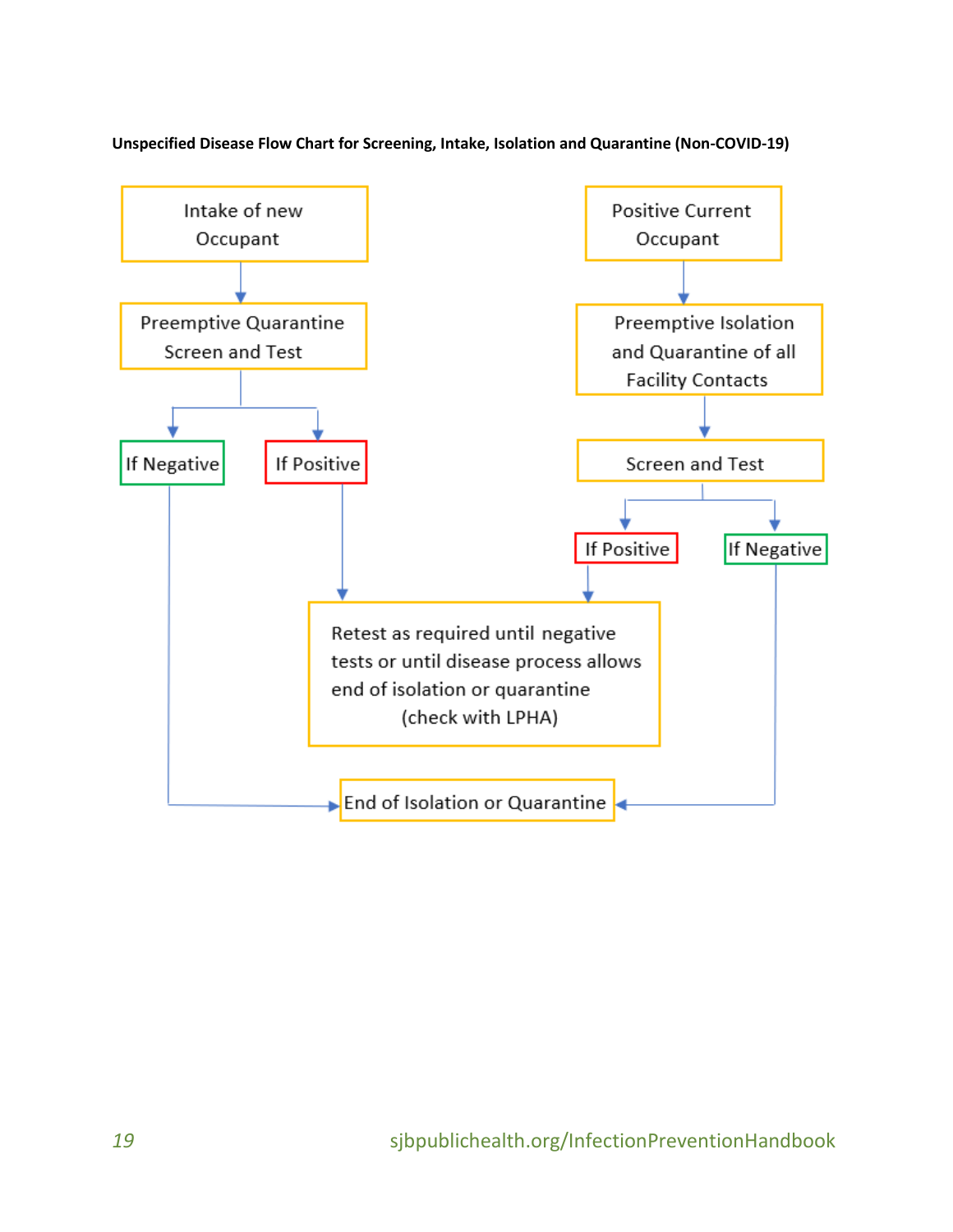**Unspecified Disease Flow Chart for Screening, Intake, Isolation and Quarantine (Non-COVID-19)**

Intake of new Occupant

→ Preemptive Quarantine Screen and Test

- If Negative → End of Isolation or Quarantine
- If Positive → Retest as required until negative tests or until disease process allows end of isolation or quarantine (check with LPHA)

Positive Current Occupant

→ Preemptive Isolation and Quarantine of all Facility Contacts

→ Screen and Test

- If Positive → Retest as required until negative tests or until disease process allows end of isolation or quarantine (check with LPHA)
- If Negative → End of Isolation or Quarantine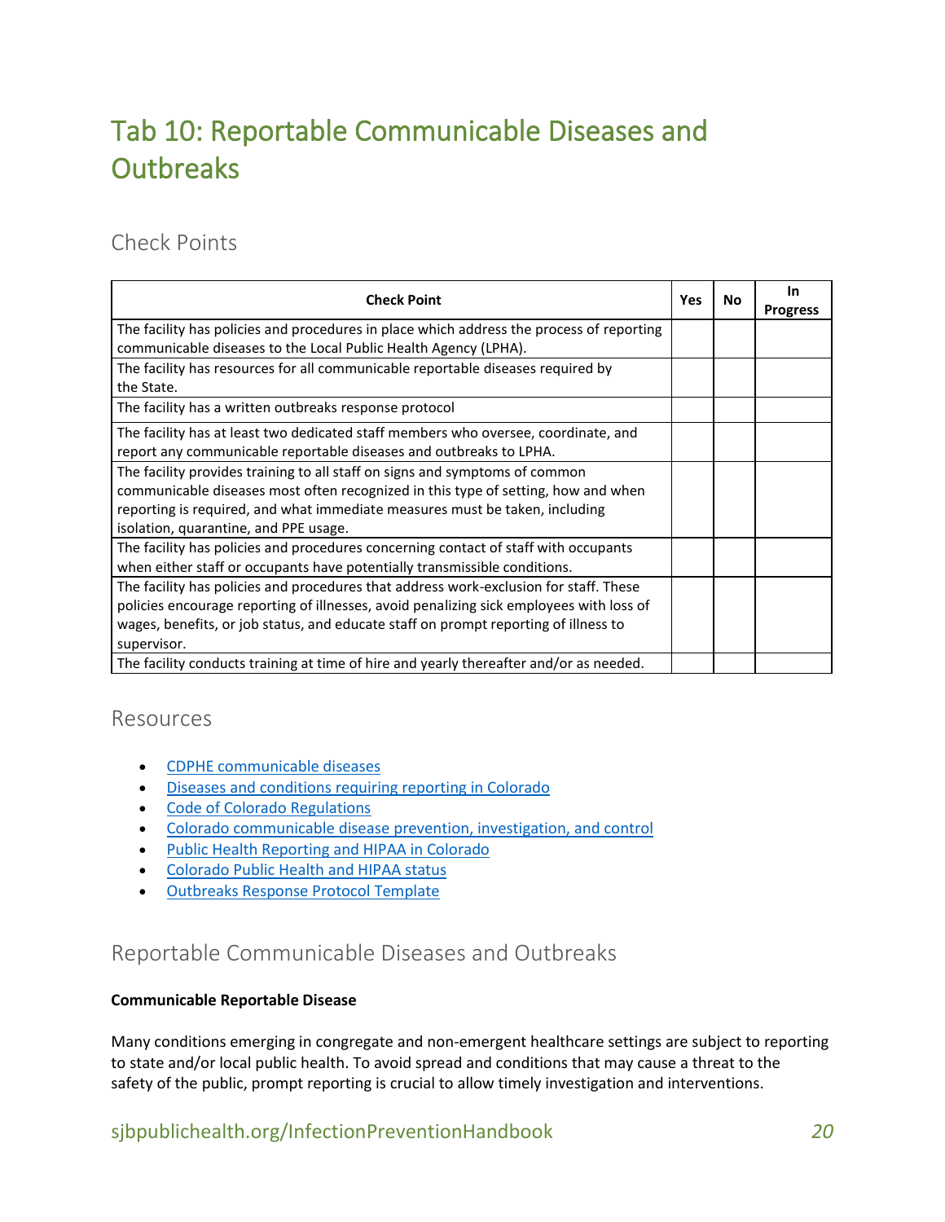# Tab 10: Reportable Communicable Diseases and Outbreaks

## Check Points

| Check Point | Yes | No | In Progress |
|---|---|---|---|
| The facility has policies and procedures in place which address the process of reporting communicable diseases to the Local Public Health Agency (LPHA). | | | |
| The facility has resources for all communicable reportable diseases required by the State. | | | |
| The facility has a written outbreaks response protocol | | | |
| The facility has at least two dedicated staff members who oversee, coordinate, and report any communicable reportable diseases and outbreaks to LPHA. | | | |
| The facility provides training to all staff on signs and symptoms of common communicable diseases most often recognized in this type of setting, how and when reporting is required, and what immediate measures must be taken, including isolation, quarantine, and PPE usage. | | | |
| The facility has policies and procedures concerning contact of staff with occupants when either staff or occupants have potentially transmissible conditions. | | | |
| The facility has policies and procedures that address work-exclusion for staff. These policies encourage reporting of illnesses, avoid penalizing sick employees with loss of wages, benefits, or job status, and educate staff on prompt reporting of illness to supervisor. | | | |
| The facility conducts training at time of hire and yearly thereafter and/or as needed. | | | |

## Resources

- CDPHE communicable diseases
- Diseases and conditions requiring reporting in Colorado
- Code of Colorado Regulations
- Colorado communicable disease prevention, investigation, and control
- Public Health Reporting and HIPAA in Colorado
- Colorado Public Health and HIPAA status
- Outbreaks Response Protocol Template

## Reportable Communicable Diseases and Outbreaks

**Communicable Reportable Disease**

Many conditions emerging in congregate and non-emergent healthcare settings are subject to reporting to state and/or local public health. To avoid spread and conditions that may cause a threat to the safety of the public, prompt reporting is crucial to allow timely investigation and interventions.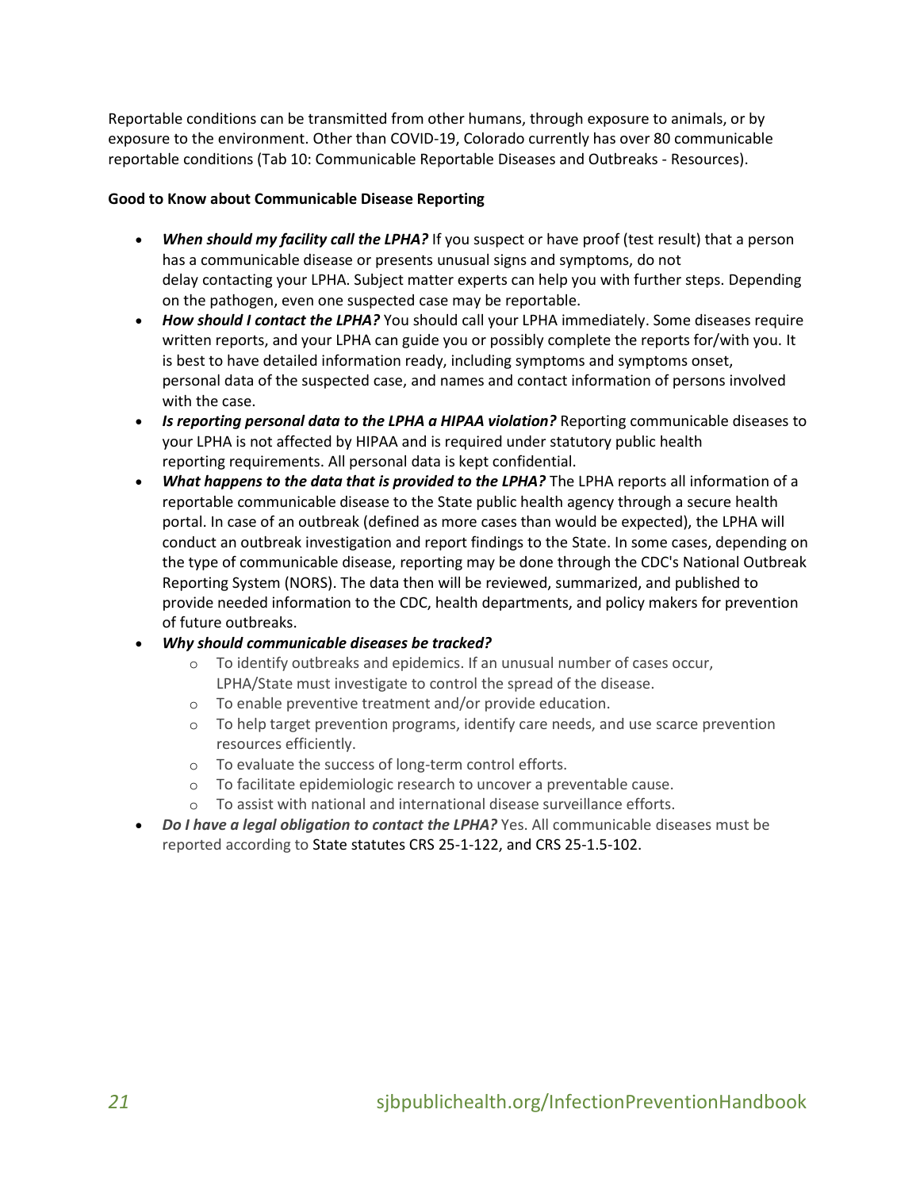Reportable conditions can be transmitted from other humans, through exposure to animals, or by exposure to the environment. Other than COVID-19, Colorado currently has over 80 communicable reportable conditions (Tab 10: Communicable Reportable Diseases and Outbreaks - Resources).

**Good to Know about Communicable Disease Reporting**

- ***When should my facility call the LPHA?*** If you suspect or have proof (test result) that a person has a communicable disease or presents unusual signs and symptoms, do not delay contacting your LPHA. Subject matter experts can help you with further steps. Depending on the pathogen, even one suspected case may be reportable.
- ***How should I contact the LPHA?*** You should call your LPHA immediately. Some diseases require written reports, and your LPHA can guide you or possibly complete the reports for/with you. It is best to have detailed information ready, including symptoms and symptoms onset, personal data of the suspected case, and names and contact information of persons involved with the case.
- ***Is reporting personal data to the LPHA a HIPAA violation?*** Reporting communicable diseases to your LPHA is not affected by HIPAA and is required under statutory public health reporting requirements. All personal data is kept confidential.
- ***What happens to the data that is provided to the LPHA?*** The LPHA reports all information of a reportable communicable disease to the State public health agency through a secure health portal. In case of an outbreak (defined as more cases than would be expected), the LPHA will conduct an outbreak investigation and report findings to the State. In some cases, depending on the type of communicable disease, reporting may be done through the CDC's National Outbreak Reporting System (NORS). The data then will be reviewed, summarized, and published to provide needed information to the CDC, health departments, and policy makers for prevention of future outbreaks.
- ***Why should communicable diseases be tracked?***
  - To identify outbreaks and epidemics. If an unusual number of cases occur, LPHA/State must investigate to control the spread of the disease.
  - To enable preventive treatment and/or provide education.
  - To help target prevention programs, identify care needs, and use scarce prevention resources efficiently.
  - To evaluate the success of long-term control efforts.
  - To facilitate epidemiologic research to uncover a preventable cause.
  - To assist with national and international disease surveillance efforts.
- ***Do I have a legal obligation to contact the LPHA?*** Yes. All communicable diseases must be reported according to State statutes CRS 25-1-122, and CRS 25-1.5-102.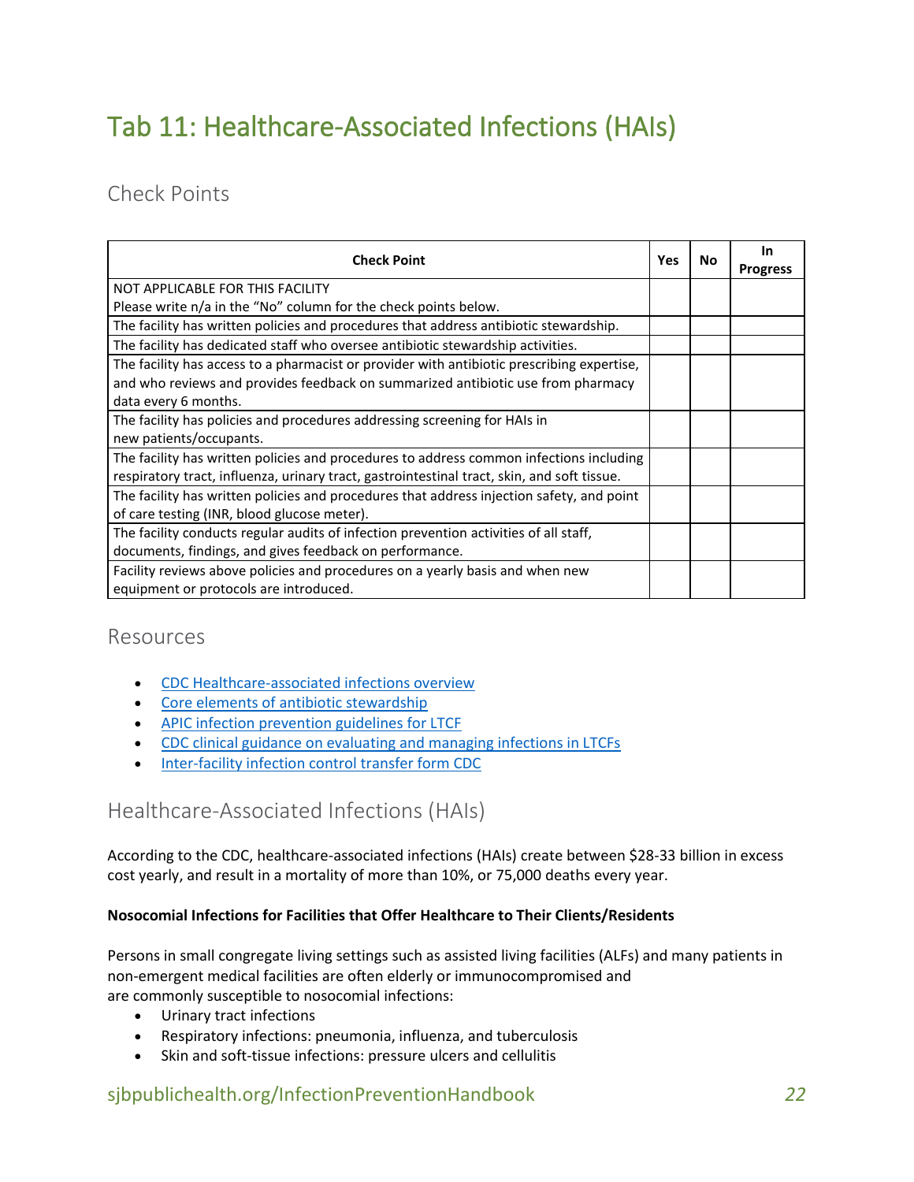# Tab 11: Healthcare-Associated Infections (HAIs)

## Check Points

| Check Point | Yes | No | In Progress |
|---|---|---|---|
| NOT APPLICABLE FOR THIS FACILITY<br>Please write n/a in the "No" column for the check points below. | | | |
| The facility has written policies and procedures that address antibiotic stewardship. | | | |
| The facility has dedicated staff who oversee antibiotic stewardship activities. | | | |
| The facility has access to a pharmacist or provider with antibiotic prescribing expertise, and who reviews and provides feedback on summarized antibiotic use from pharmacy data every 6 months. | | | |
| The facility has policies and procedures addressing screening for HAIs in new patients/occupants. | | | |
| The facility has written policies and procedures to address common infections including respiratory tract, influenza, urinary tract, gastrointestinal tract, skin, and soft tissue. | | | |
| The facility has written policies and procedures that address injection safety, and point of care testing (INR, blood glucose meter). | | | |
| The facility conducts regular audits of infection prevention activities of all staff, documents, findings, and gives feedback on performance. | | | |
| Facility reviews above policies and procedures on a yearly basis and when new equipment or protocols are introduced. | | | |

## Resources

- CDC Healthcare-associated infections overview
- Core elements of antibiotic stewardship
- APIC infection prevention guidelines for LTCF
- CDC clinical guidance on evaluating and managing infections in LTCFs
- Inter-facility infection control transfer form CDC

## Healthcare-Associated Infections (HAIs)

According to the CDC, healthcare-associated infections (HAIs) create between $28-33 billion in excess cost yearly, and result in a mortality of more than 10%, or 75,000 deaths every year.

**Nosocomial Infections for Facilities that Offer Healthcare to Their Clients/Residents**

Persons in small congregate living settings such as assisted living facilities (ALFs) and many patients in non-emergent medical facilities are often elderly or immunocompromised and are commonly susceptible to nosocomial infections:

- Urinary tract infections
- Respiratory infections: pneumonia, influenza, and tuberculosis
- Skin and soft-tissue infections: pressure ulcers and cellulitis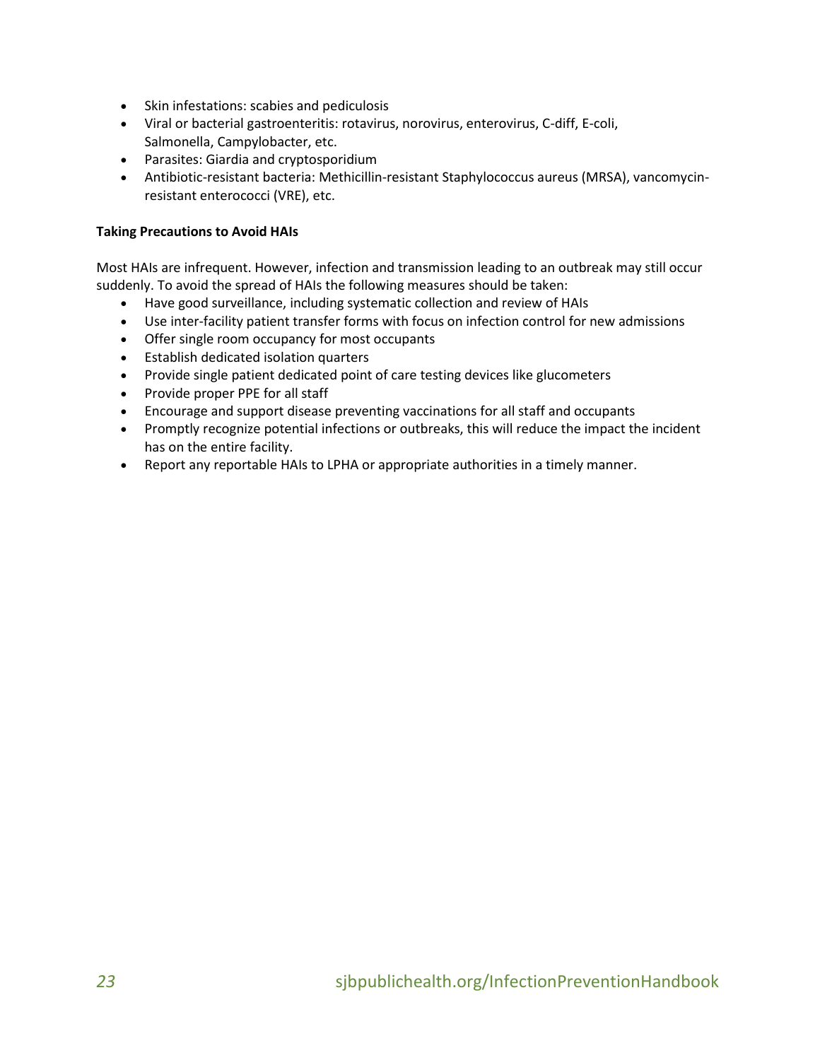- Skin infestations: scabies and pediculosis
- Viral or bacterial gastroenteritis: rotavirus, norovirus, enterovirus, C-diff, E-coli, Salmonella, Campylobacter, etc.
- Parasites: Giardia and cryptosporidium
- Antibiotic-resistant bacteria: Methicillin-resistant Staphylococcus aureus (MRSA), vancomycin-resistant enterococci (VRE), etc.

**Taking Precautions to Avoid HAIs**

Most HAIs are infrequent. However, infection and transmission leading to an outbreak may still occur suddenly. To avoid the spread of HAIs the following measures should be taken:

- Have good surveillance, including systematic collection and review of HAIs
- Use inter-facility patient transfer forms with focus on infection control for new admissions
- Offer single room occupancy for most occupants
- Establish dedicated isolation quarters
- Provide single patient dedicated point of care testing devices like glucometers
- Provide proper PPE for all staff
- Encourage and support disease preventing vaccinations for all staff and occupants
- Promptly recognize potential infections or outbreaks, this will reduce the impact the incident has on the entire facility.
- Report any reportable HAIs to LPHA or appropriate authorities in a timely manner.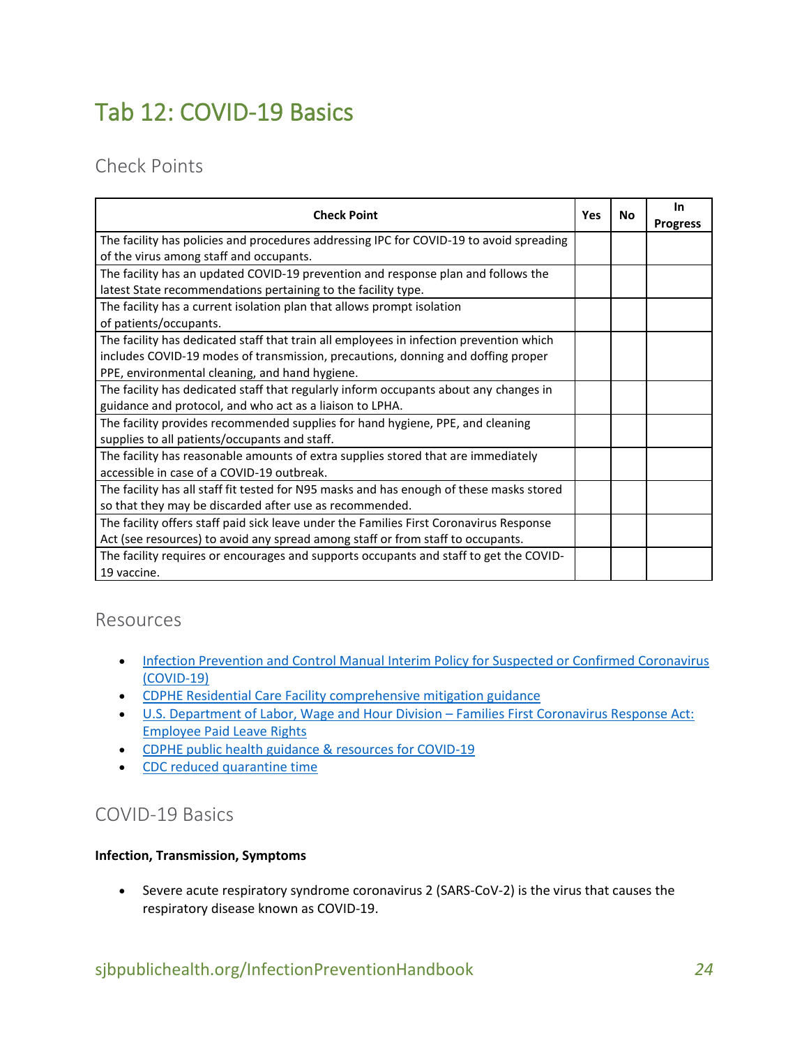# Tab 12: COVID-19 Basics

## Check Points

| Check Point | Yes | No | In Progress |
|---|---|---|---|
| The facility has policies and procedures addressing IPC for COVID-19 to avoid spreading of the virus among staff and occupants. | | | |
| The facility has an updated COVID-19 prevention and response plan and follows the latest State recommendations pertaining to the facility type. | | | |
| The facility has a current isolation plan that allows prompt isolation of patients/occupants. | | | |
| The facility has dedicated staff that train all employees in infection prevention which includes COVID-19 modes of transmission, precautions, donning and doffing proper PPE, environmental cleaning, and hand hygiene. | | | |
| The facility has dedicated staff that regularly inform occupants about any changes in guidance and protocol, and who act as a liaison to LPHA. | | | |
| The facility provides recommended supplies for hand hygiene, PPE, and cleaning supplies to all patients/occupants and staff. | | | |
| The facility has reasonable amounts of extra supplies stored that are immediately accessible in case of a COVID-19 outbreak. | | | |
| The facility has all staff fit tested for N95 masks and has enough of these masks stored so that they may be discarded after use as recommended. | | | |
| The facility offers staff paid sick leave under the Families First Coronavirus Response Act (see resources) to avoid any spread among staff or from staff to occupants. | | | |
| The facility requires or encourages and supports occupants and staff to get the COVID-19 vaccine. | | | |

## Resources

- Infection Prevention and Control Manual Interim Policy for Suspected or Confirmed Coronavirus (COVID-19)
- CDPHE Residential Care Facility comprehensive mitigation guidance
- U.S. Department of Labor, Wage and Hour Division – Families First Coronavirus Response Act: Employee Paid Leave Rights
- CDPHE public health guidance & resources for COVID-19
- CDC reduced quarantine time

## COVID-19 Basics

**Infection, Transmission, Symptoms**

- Severe acute respiratory syndrome coronavirus 2 (SARS-CoV-2) is the virus that causes the respiratory disease known as COVID-19.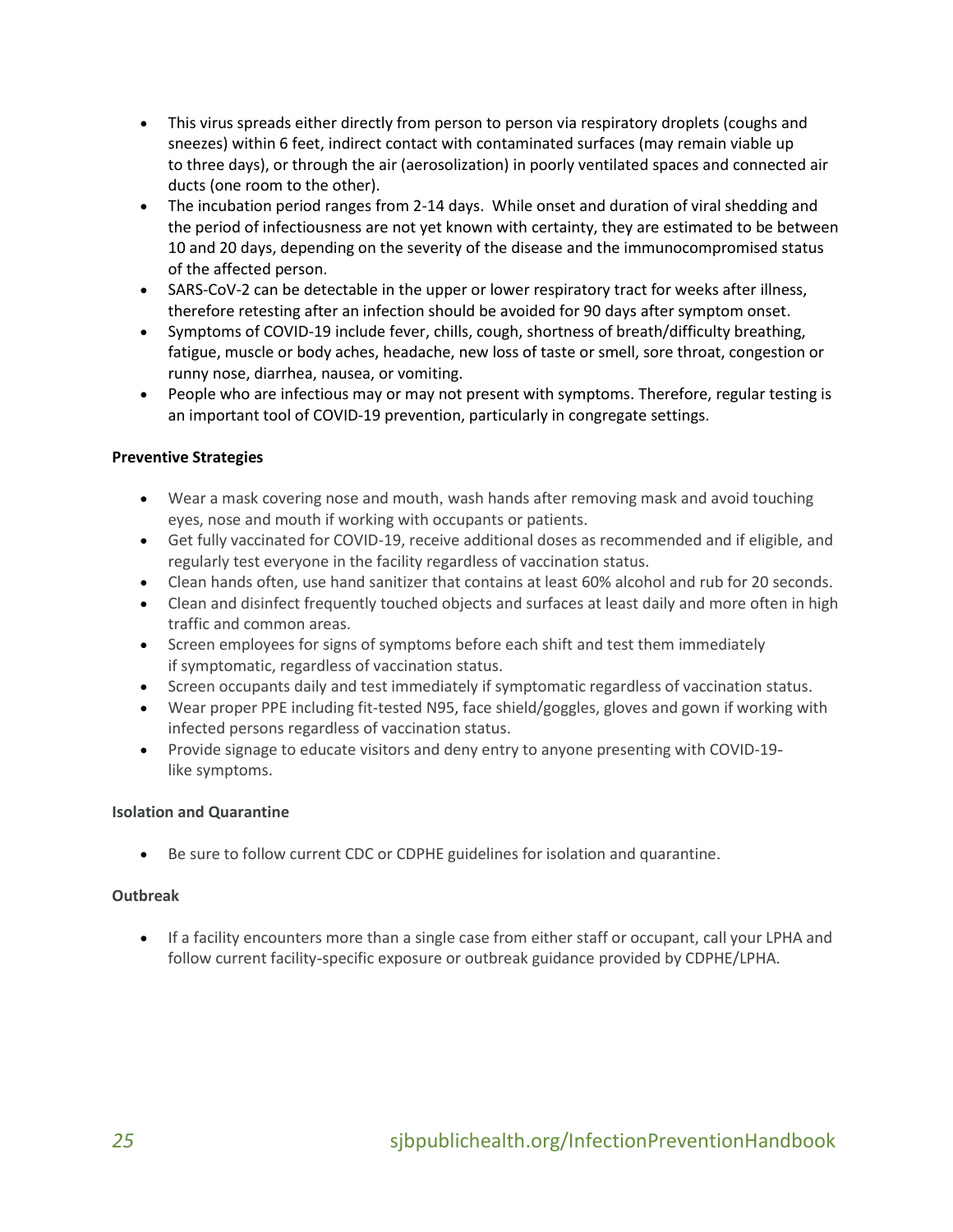- This virus spreads either directly from person to person via respiratory droplets (coughs and sneezes) within 6 feet, indirect contact with contaminated surfaces (may remain viable up to three days), or through the air (aerosolization) in poorly ventilated spaces and connected air ducts (one room to the other).
- The incubation period ranges from 2-14 days. While onset and duration of viral shedding and the period of infectiousness are not yet known with certainty, they are estimated to be between 10 and 20 days, depending on the severity of the disease and the immunocompromised status of the affected person.
- SARS-CoV-2 can be detectable in the upper or lower respiratory tract for weeks after illness, therefore retesting after an infection should be avoided for 90 days after symptom onset.
- Symptoms of COVID-19 include fever, chills, cough, shortness of breath/difficulty breathing, fatigue, muscle or body aches, headache, new loss of taste or smell, sore throat, congestion or runny nose, diarrhea, nausea, or vomiting.
- People who are infectious may or may not present with symptoms. Therefore, regular testing is an important tool of COVID-19 prevention, particularly in congregate settings.

**Preventive Strategies**

- Wear a mask covering nose and mouth, wash hands after removing mask and avoid touching eyes, nose and mouth if working with occupants or patients.
- Get fully vaccinated for COVID-19, receive additional doses as recommended and if eligible, and regularly test everyone in the facility regardless of vaccination status.
- Clean hands often, use hand sanitizer that contains at least 60% alcohol and rub for 20 seconds.
- Clean and disinfect frequently touched objects and surfaces at least daily and more often in high traffic and common areas.
- Screen employees for signs of symptoms before each shift and test them immediately if symptomatic, regardless of vaccination status.
- Screen occupants daily and test immediately if symptomatic regardless of vaccination status.
- Wear proper PPE including fit-tested N95, face shield/goggles, gloves and gown if working with infected persons regardless of vaccination status.
- Provide signage to educate visitors and deny entry to anyone presenting with COVID-19-like symptoms.

**Isolation and Quarantine**

- Be sure to follow current CDC or CDPHE guidelines for isolation and quarantine.

**Outbreak**

- If a facility encounters more than a single case from either staff or occupant, call your LPHA and follow current facility-specific exposure or outbreak guidance provided by CDPHE/LPHA.